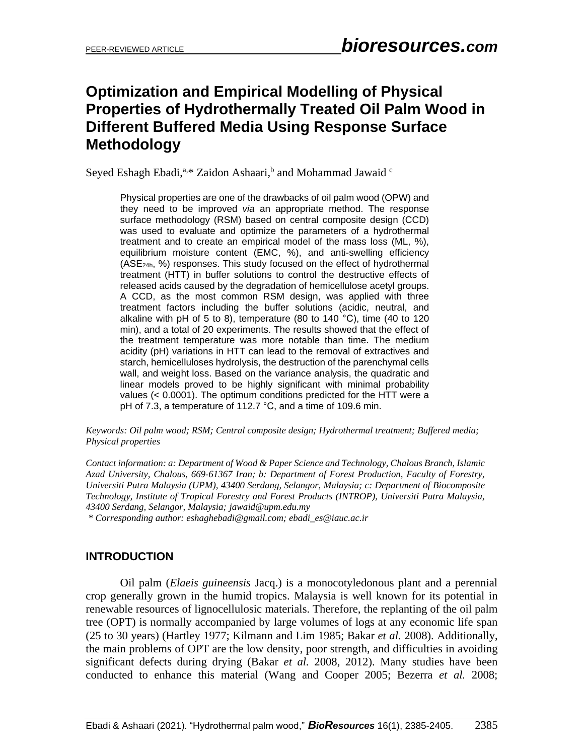PEER-REVIEWED ARTICLE

# Optimization and Empirical Modelling of Physical Properties of Hydrothermally Treated Oil Palm Wood in Different Buffered Media Using Response Surface Methodology

Seyed Eshagh Ebadi,[a,*] Zaidon Ashaari,[b] and Mohammad Jawaid [c]

Physical properties are one of the drawbacks of oil palm wood (OPW) and they need to be improved *via* an appropriate method. The response surface methodology (RSM) based on central composite design (CCD) was used to evaluate and optimize the parameters of a hydrothermal treatment and to create an empirical model of the mass loss (ML, %), equilibrium moisture content (EMC, %), and anti-swelling efficiency ($ASE_{24h}$, %) responses. This study focused on the effect of hydrothermal treatment (HTT) in buffer solutions to control the destructive effects of released acids caused by the degradation of hemicellulose acetyl groups. A CCD, as the most common RSM design, was applied with three treatment factors including the buffer solutions (acidic, neutral, and alkaline with pH of 5 to 8), temperature (80 to 140 °C), time (40 to 120 min), and a total of 20 experiments. The results showed that the effect of the treatment temperature was more notable than time. The medium acidity (pH) variations in HTT can lead to the removal of extractives and starch, hemicelluloses hydrolysis, the destruction of the parenchymal cells wall, and weight loss. Based on the variance analysis, the quadratic and linear models proved to be highly significant with minimal probability values (< 0.0001). The optimum conditions predicted for the HTT were a pH of 7.3, a temperature of 112.7 °C, and a time of 109.6 min.

*Keywords: Oil palm wood; RSM; Central composite design; Hydrothermal treatment; Buffered media; Physical properties*

*Contact information: a: Department of Wood & Paper Science and Technology, Chalous Branch, Islamic Azad University, Chalous, 669-61367 Iran; b: Department of Forest Production, Faculty of Forestry, Universiti Putra Malaysia (UPM), 43400 Serdang, Selangor, Malaysia; c: Department of Biocomposite Technology, Institute of Tropical Forestry and Forest Products (INTROP), Universiti Putra Malaysia, 43400 Serdang, Selangor, Malaysia; jawaid@upm.edu.my*
*\* Corresponding author: eshaghebadi@gmail.com; ebadi_es@iauc.ac.ir*

## INTRODUCTION

Oil palm (*Elaeis guineensis* Jacq.) is a monocotyledonous plant and a perennial crop generally grown in the humid tropics. Malaysia is well known for its potential in renewable resources of lignocellulosic materials. Therefore, the replanting of the oil palm tree (OPT) is normally accompanied by large volumes of logs at any economic life span (25 to 30 years) (Hartley 1977; Kilmann and Lim 1985; Bakar *et al.* 2008). Additionally, the main problems of OPT are the low density, poor strength, and difficulties in avoiding significant defects during drying (Bakar *et al.* 2008, 2012). Many studies have been conducted to enhance this material (Wang and Cooper 2005; Bezerra *et al.* 2008;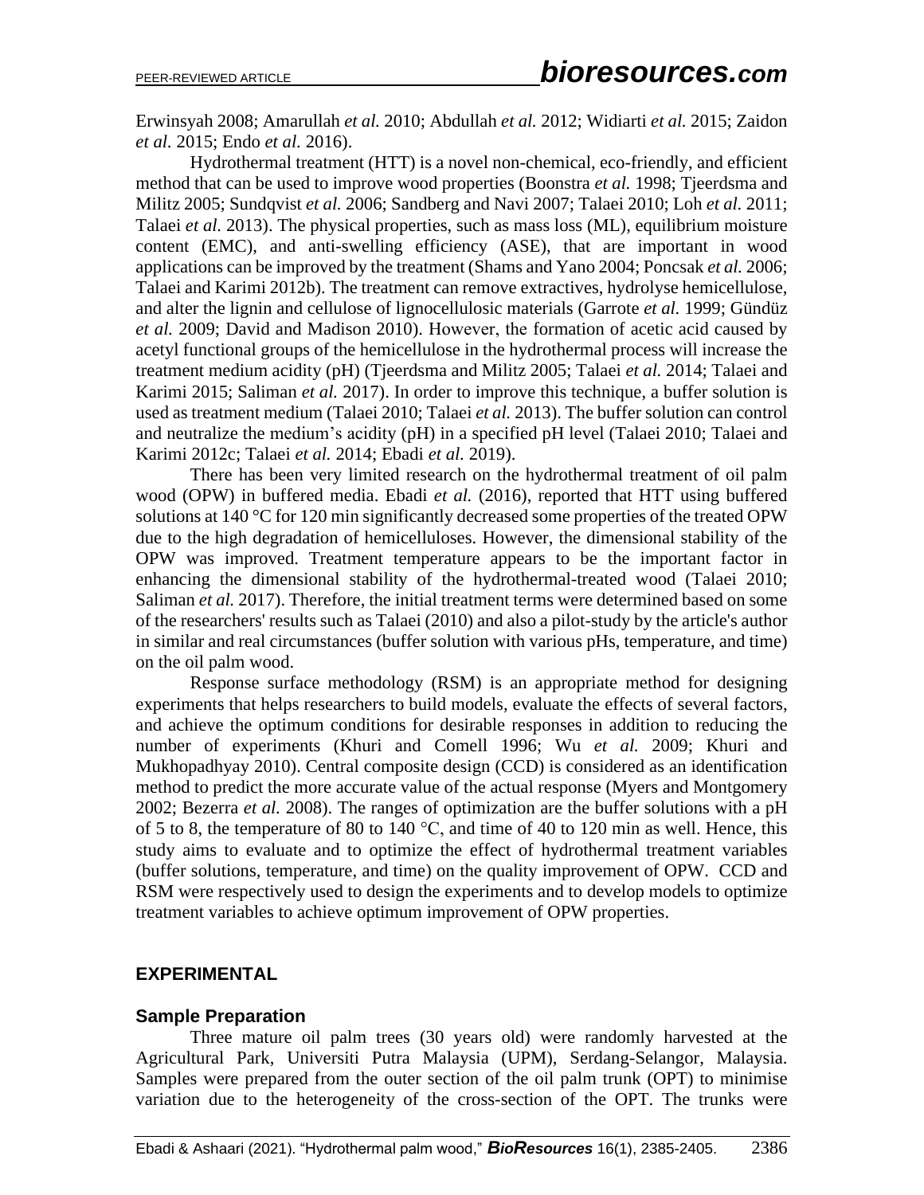Erwinsyah 2008; Amarullah *et al.* 2010; Abdullah *et al.* 2012; Widiarti *et al.* 2015; Zaidon *et al.* 2015; Endo *et al.* 2016).

Hydrothermal treatment (HTT) is a novel non-chemical, eco-friendly, and efficient method that can be used to improve wood properties (Boonstra *et al.* 1998; Tjeerdsma and Militz 2005; Sundqvist *et al.* 2006; Sandberg and Navi 2007; Talaei 2010; Loh *et al.* 2011; Talaei *et al.* 2013). The physical properties, such as mass loss (ML), equilibrium moisture content (EMC), and anti-swelling efficiency (ASE), that are important in wood applications can be improved by the treatment (Shams and Yano 2004; Poncsak *et al.* 2006; Talaei and Karimi 2012b). The treatment can remove extractives, hydrolyse hemicellulose, and alter the lignin and cellulose of lignocellulosic materials (Garrote *et al.* 1999; Gündüz *et al.* 2009; David and Madison 2010). However, the formation of acetic acid caused by acetyl functional groups of the hemicellulose in the hydrothermal process will increase the treatment medium acidity (pH) (Tjeerdsma and Militz 2005; Talaei *et al.* 2014; Talaei and Karimi 2015; Saliman *et al.* 2017). In order to improve this technique, a buffer solution is used as treatment medium (Talaei 2010; Talaei *et al.* 2013). The buffer solution can control and neutralize the medium's acidity (pH) in a specified pH level (Talaei 2010; Talaei and Karimi 2012c; Talaei *et al.* 2014; Ebadi *et al.* 2019).

There has been very limited research on the hydrothermal treatment of oil palm wood (OPW) in buffered media. Ebadi *et al.* (2016), reported that HTT using buffered solutions at 140 °C for 120 min significantly decreased some properties of the treated OPW due to the high degradation of hemicelluloses. However, the dimensional stability of the OPW was improved. Treatment temperature appears to be the important factor in enhancing the dimensional stability of the hydrothermal-treated wood (Talaei 2010; Saliman *et al.* 2017). Therefore, the initial treatment terms were determined based on some of the researchers' results such as Talaei (2010) and also a pilot-study by the article's author in similar and real circumstances (buffer solution with various pHs, temperature, and time) on the oil palm wood.

Response surface methodology (RSM) is an appropriate method for designing experiments that helps researchers to build models, evaluate the effects of several factors, and achieve the optimum conditions for desirable responses in addition to reducing the number of experiments (Khuri and Comell 1996; Wu *et al.* 2009; Khuri and Mukhopadhyay 2010). Central composite design (CCD) is considered as an identification method to predict the more accurate value of the actual response (Myers and Montgomery 2002; Bezerra *et al.* 2008). The ranges of optimization are the buffer solutions with a pH of 5 to 8, the temperature of 80 to 140 °C, and time of 40 to 120 min as well. Hence, this study aims to evaluate and to optimize the effect of hydrothermal treatment variables (buffer solutions, temperature, and time) on the quality improvement of OPW. CCD and RSM were respectively used to design the experiments and to develop models to optimize treatment variables to achieve optimum improvement of OPW properties.

## EXPERIMENTAL

### Sample Preparation

Three mature oil palm trees (30 years old) were randomly harvested at the Agricultural Park, Universiti Putra Malaysia (UPM), Serdang-Selangor, Malaysia. Samples were prepared from the outer section of the oil palm trunk (OPT) to minimise variation due to the heterogeneity of the cross-section of the OPT. The trunks were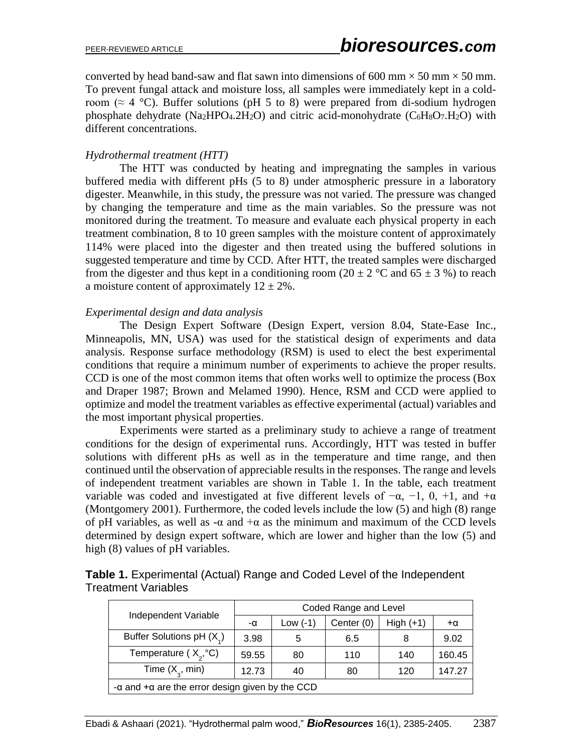converted by head band-saw and flat sawn into dimensions of 600 mm × 50 mm × 50 mm. To prevent fungal attack and moisture loss, all samples were immediately kept in a cold-room (≈ 4 °C). Buffer solutions (pH 5 to 8) were prepared from di-sodium hydrogen phosphate dehydrate ($Na_2HPO_4.2H_2O$) and citric acid-monohydrate ($C_6H_8O_7.H_2O$) with different concentrations.

*Hydrothermal treatment (HTT)*

The HTT was conducted by heating and impregnating the samples in various buffered media with different pHs (5 to 8) under atmospheric pressure in a laboratory digester. Meanwhile, in this study, the pressure was not varied. The pressure was changed by changing the temperature and time as the main variables. So the pressure was not monitored during the treatment. To measure and evaluate each physical property in each treatment combination, 8 to 10 green samples with the moisture content of approximately 114% were placed into the digester and then treated using the buffered solutions in suggested temperature and time by CCD. After HTT, the treated samples were discharged from the digester and thus kept in a conditioning room (20 ± 2 °C and 65 ± 3 %) to reach a moisture content of approximately 12 ± 2%.

*Experimental design and data analysis*

The Design Expert Software (Design Expert, version 8.04, State-Ease Inc., Minneapolis, MN, USA) was used for the statistical design of experiments and data analysis. Response surface methodology (RSM) is used to elect the best experimental conditions that require a minimum number of experiments to achieve the proper results. CCD is one of the most common items that often works well to optimize the process (Box and Draper 1987; Brown and Melamed 1990). Hence, RSM and CCD were applied to optimize and model the treatment variables as effective experimental (actual) variables and the most important physical properties.

Experiments were started as a preliminary study to achieve a range of treatment conditions for the design of experimental runs. Accordingly, HTT was tested in buffer solutions with different pHs as well as in the temperature and time range, and then continued until the observation of appreciable results in the responses. The range and levels of independent treatment variables are shown in Table 1. In the table, each treatment variable was coded and investigated at five different levels of −α, −1, 0, +1, and +α (Montgomery 2001). Furthermore, the coded levels include the low (5) and high (8) range of pH variables, as well as -α and +α as the minimum and maximum of the CCD levels determined by design expert software, which are lower and higher than the low (5) and high (8) values of pH variables.

**Table 1.** Experimental (Actual) Range and Coded Level of the Independent Treatment Variables

| Independent Variable | Coded Range and Level | | | | |
|---|---|---|---|---|---|
| | -α | Low (-1) | Center (0) | High (+1) | +α |
| Buffer Solutions pH ($X_1$) | 3.98 | 5 | 6.5 | 8 | 9.02 |
| Temperature ($X_2$, °C) | 59.55 | 80 | 110 | 140 | 160.45 |
| Time ($X_3$, min) | 12.73 | 40 | 80 | 120 | 147.27 |
| -α and +α are the error design given by the CCD | | | | | |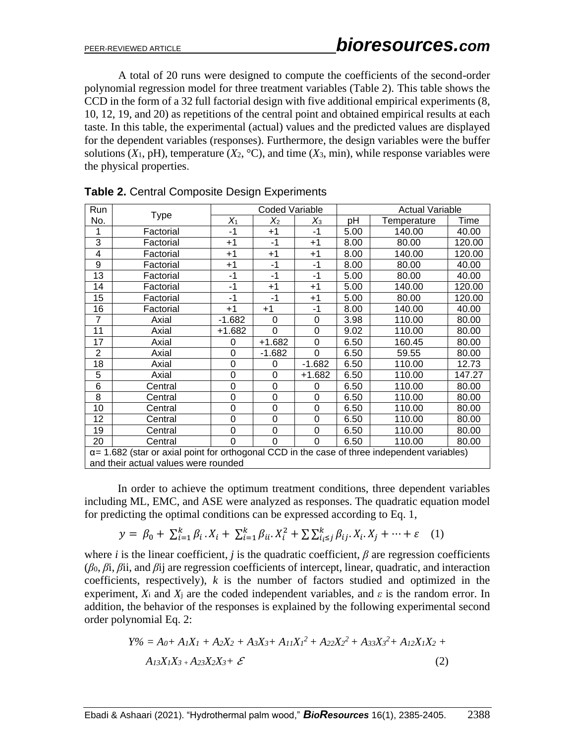A total of 20 runs were designed to compute the coefficients of the second-order polynomial regression model for three treatment variables (Table 2). This table shows the CCD in the form of a 32 full factorial design with five additional empirical experiments (8, 10, 12, 19, and 20) as repetitions of the central point and obtained empirical results at each taste. In this table, the experimental (actual) values and the predicted values are displayed for the dependent variables (responses). Furthermore, the design variables were the buffer solutions ($X_1$, pH), temperature ($X_2$, °C), and time ($X_3$, min), while response variables were the physical properties.

**Table 2.** Central Composite Design Experiments

| Run No. | Type | Coded Variable | | | Actual Variable | | |
|---|---|---|---|---|---|---|---|
| | | $X_1$ | $X_2$ | $X_3$ | pH | Temperature | Time |
| 1 | Factorial | -1 | +1 | -1 | 5.00 | 140.00 | 40.00 |
| 3 | Factorial | +1 | -1 | +1 | 8.00 | 80.00 | 120.00 |
| 4 | Factorial | +1 | +1 | +1 | 8.00 | 140.00 | 120.00 |
| 9 | Factorial | +1 | -1 | -1 | 8.00 | 80.00 | 40.00 |
| 13 | Factorial | -1 | -1 | -1 | 5.00 | 80.00 | 40.00 |
| 14 | Factorial | -1 | +1 | +1 | 5.00 | 140.00 | 120.00 |
| 15 | Factorial | -1 | -1 | +1 | 5.00 | 80.00 | 120.00 |
| 16 | Factorial | +1 | +1 | -1 | 8.00 | 140.00 | 40.00 |
| 7 | Axial | -1.682 | 0 | 0 | 3.98 | 110.00 | 80.00 |
| 11 | Axial | +1.682 | 0 | 0 | 9.02 | 110.00 | 80.00 |
| 17 | Axial | 0 | +1.682 | 0 | 6.50 | 160.45 | 80.00 |
| 2 | Axial | 0 | -1.682 | 0 | 6.50 | 59.55 | 80.00 |
| 18 | Axial | 0 | 0 | -1.682 | 6.50 | 110.00 | 12.73 |
| 5 | Axial | 0 | 0 | +1.682 | 6.50 | 110.00 | 147.27 |
| 6 | Central | 0 | 0 | 0 | 6.50 | 110.00 | 80.00 |
| 8 | Central | 0 | 0 | 0 | 6.50 | 110.00 | 80.00 |
| 10 | Central | 0 | 0 | 0 | 6.50 | 110.00 | 80.00 |
| 12 | Central | 0 | 0 | 0 | 6.50 | 110.00 | 80.00 |
| 19 | Central | 0 | 0 | 0 | 6.50 | 110.00 | 80.00 |
| 20 | Central | 0 | 0 | 0 | 6.50 | 110.00 | 80.00 |

α= 1.682 (star or axial point for orthogonal CCD in the case of three independent variables) and their actual values were rounded

In order to achieve the optimum treatment conditions, three dependent variables including ML, EMC, and ASE were analyzed as responses. The quadratic equation model for predicting the optimal conditions can be expressed according to Eq. 1,

$$y = \beta_0 + \sum_{i=1}^{k} \beta_i . X_i + \sum_{i=1}^{k} \beta_{ii} . X_i^2 + \sum\sum_{i \leq j}^{k} \beta_{ij} . X_i . X_j + \cdots + \varepsilon \quad (1)$$

where $i$ is the linear coefficient, $j$ is the quadratic coefficient, $\beta$ are regression coefficients ($\beta_0$, $\beta_i$, $\beta_{ii}$, and $\beta_{ij}$ are regression coefficients of intercept, linear, quadratic, and interaction coefficients, respectively), $k$ is the number of factors studied and optimized in the experiment, $X_i$ and $X_j$ are the coded independent variables, and $\varepsilon$ is the random error. In addition, the behavior of the responses is explained by the following experimental second order polynomial Eq. 2:

$$Y\% = A_0 + A_1X_1 + A_2X_2 + A_3X_3 + A_{11}X_1^2 + A_{22}X_2^2 + A_{33}X_3^2 + A_{12}X_1X_2 + A_{13}X_1X_3 + A_{23}X_2X_3 + \mathcal{E} \quad (2)$$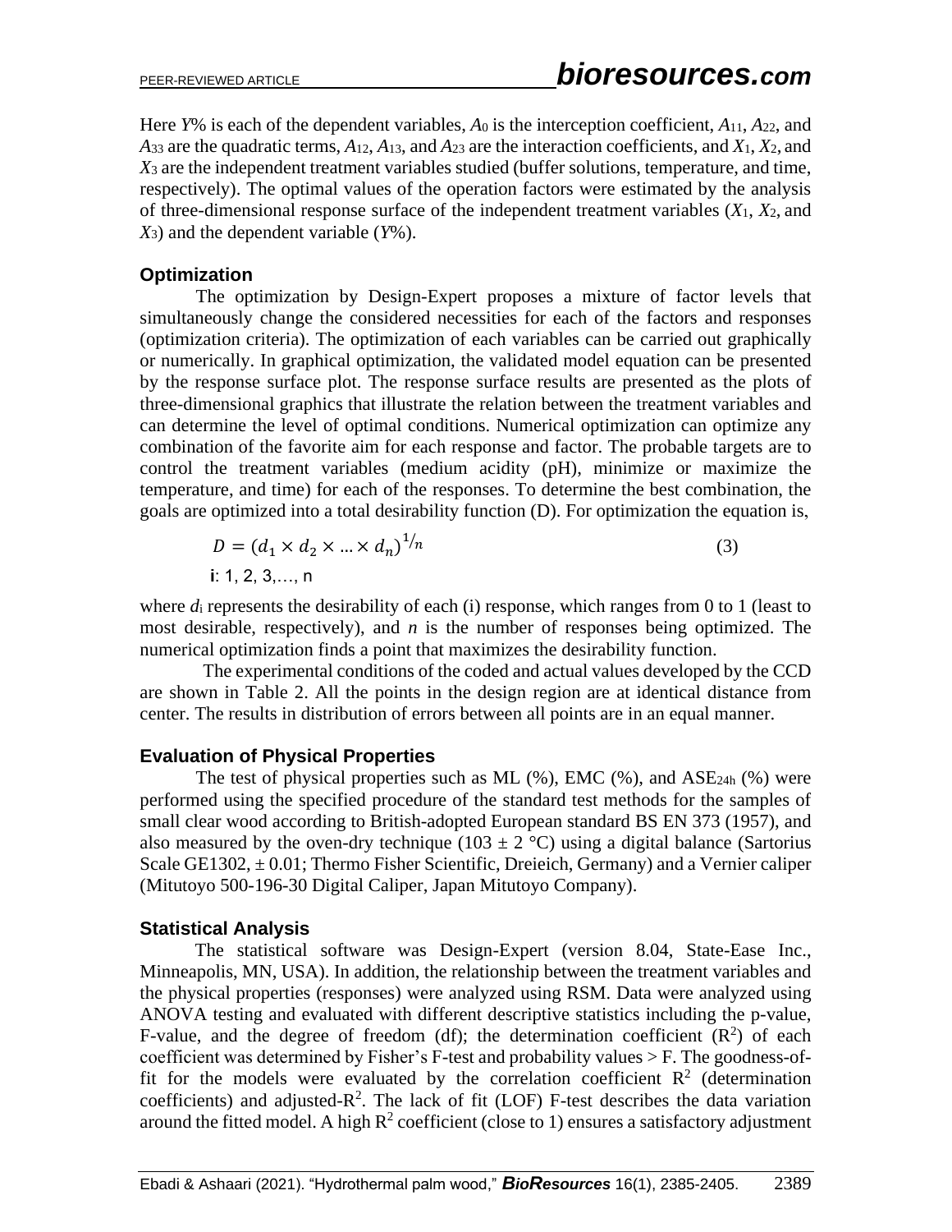Here $Y$% is each of the dependent variables, $A_0$ is the interception coefficient, $A_{11}$, $A_{22}$, and $A_{33}$ are the quadratic terms, $A_{12}$, $A_{13}$, and $A_{23}$ are the interaction coefficients, and $X_1$, $X_2$, and $X_3$ are the independent treatment variables studied (buffer solutions, temperature, and time, respectively). The optimal values of the operation factors were estimated by the analysis of three-dimensional response surface of the independent treatment variables ($X_1$, $X_2$, and $X_3$) and the dependent variable ($Y$%).

### Optimization

The optimization by Design-Expert proposes a mixture of factor levels that simultaneously change the considered necessities for each of the factors and responses (optimization criteria). The optimization of each variables can be carried out graphically or numerically. In graphical optimization, the validated model equation can be presented by the response surface plot. The response surface results are presented as the plots of three-dimensional graphics that illustrate the relation between the treatment variables and can determine the level of optimal conditions. Numerical optimization can optimize any combination of the favorite aim for each response and factor. The probable targets are to control the treatment variables (medium acidity (pH), minimize or maximize the temperature, and time) for each of the responses. To determine the best combination, the goals are optimized into a total desirability function (D). For optimization the equation is,

$$D = (d_1 \times d_2 \times \ldots \times d_n)^{1/n} \quad (3)$$

**i**: 1, 2, 3,…, n

where $d_i$ represents the desirability of each (i) response, which ranges from 0 to 1 (least to most desirable, respectively), and $n$ is the number of responses being optimized. The numerical optimization finds a point that maximizes the desirability function.

The experimental conditions of the coded and actual values developed by the CCD are shown in Table 2. All the points in the design region are at identical distance from center. The results in distribution of errors between all points are in an equal manner.

### Evaluation of Physical Properties

The test of physical properties such as ML (%), EMC (%), and $ASE_{24h}$ (%) were performed using the specified procedure of the standard test methods for the samples of small clear wood according to British-adopted European standard BS EN 373 (1957), and also measured by the oven-dry technique (103 ± 2 °C) using a digital balance (Sartorius Scale GE1302, ± 0.01; Thermo Fisher Scientific, Dreieich, Germany) and a Vernier caliper (Mitutoyo 500-196-30 Digital Caliper, Japan Mitutoyo Company).

### Statistical Analysis

The statistical software was Design-Expert (version 8.04, State-Ease Inc., Minneapolis, MN, USA). In addition, the relationship between the treatment variables and the physical properties (responses) were analyzed using RSM. Data were analyzed using ANOVA testing and evaluated with different descriptive statistics including the p-value, F-value, and the degree of freedom (df); the determination coefficient ($R^2$) of each coefficient was determined by Fisher's F-test and probability values > F. The goodness-of-fit for the models were evaluated by the correlation coefficient $R^2$ (determination coefficients) and adjusted-$R^2$. The lack of fit (LOF) F-test describes the data variation around the fitted model. A high $R^2$ coefficient (close to 1) ensures a satisfactory adjustment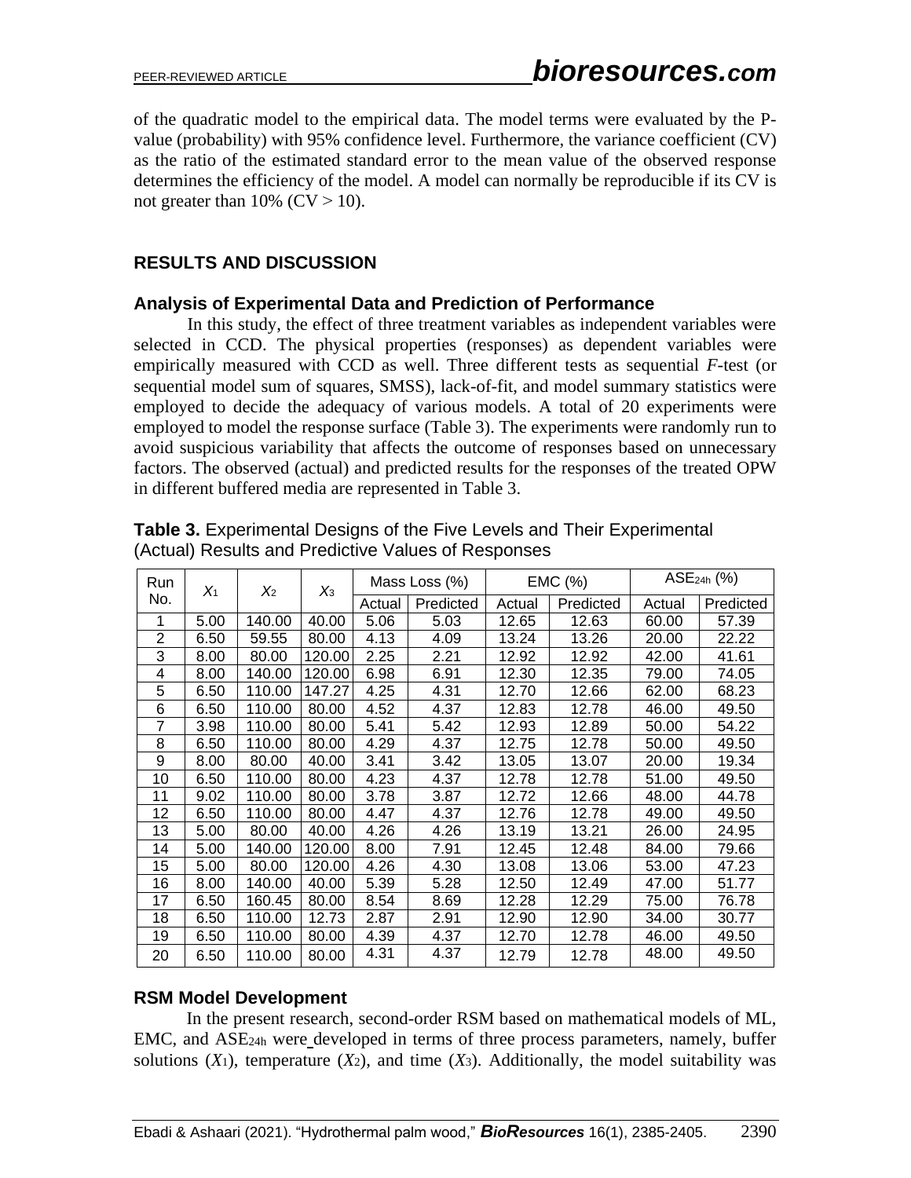of the quadratic model to the empirical data. The model terms were evaluated by the P-value (probability) with 95% confidence level. Furthermore, the variance coefficient (CV) as the ratio of the estimated standard error to the mean value of the observed response determines the efficiency of the model. A model can normally be reproducible if its CV is not greater than 10% (CV > 10).

## RESULTS AND DISCUSSION

### Analysis of Experimental Data and Prediction of Performance

In this study, the effect of three treatment variables as independent variables were selected in CCD. The physical properties (responses) as dependent variables were empirically measured with CCD as well. Three different tests as sequential *F*-test (or sequential model sum of squares, SMSS), lack-of-fit, and model summary statistics were employed to decide the adequacy of various models. A total of 20 experiments were employed to model the response surface (Table 3). The experiments were randomly run to avoid suspicious variability that affects the outcome of responses based on unnecessary factors. The observed (actual) and predicted results for the responses of the treated OPW in different buffered media are represented in Table 3.

**Table 3.** Experimental Designs of the Five Levels and Their Experimental (Actual) Results and Predictive Values of Responses

| Run No. | $X_1$ | $X_2$ | $X_3$ | Mass Loss (%) | | EMC (%) | | $ASE_{24h}$ (%) | |
|---|---|---|---|---|---|---|---|---|---|
| | | | | Actual | Predicted | Actual | Predicted | Actual | Predicted |
| 1 | 5.00 | 140.00 | 40.00 | 5.06 | 5.03 | 12.65 | 12.63 | 60.00 | 57.39 |
| 2 | 6.50 | 59.55 | 80.00 | 4.13 | 4.09 | 13.24 | 13.26 | 20.00 | 22.22 |
| 3 | 8.00 | 80.00 | 120.00 | 2.25 | 2.21 | 12.92 | 12.92 | 42.00 | 41.61 |
| 4 | 8.00 | 140.00 | 120.00 | 6.98 | 6.91 | 12.30 | 12.35 | 79.00 | 74.05 |
| 5 | 6.50 | 110.00 | 147.27 | 4.25 | 4.31 | 12.70 | 12.66 | 62.00 | 68.23 |
| 6 | 6.50 | 110.00 | 80.00 | 4.52 | 4.37 | 12.83 | 12.78 | 46.00 | 49.50 |
| 7 | 3.98 | 110.00 | 80.00 | 5.41 | 5.42 | 12.93 | 12.89 | 50.00 | 54.22 |
| 8 | 6.50 | 110.00 | 80.00 | 4.29 | 4.37 | 12.75 | 12.78 | 50.00 | 49.50 |
| 9 | 8.00 | 80.00 | 40.00 | 3.41 | 3.42 | 13.05 | 13.07 | 20.00 | 19.34 |
| 10 | 6.50 | 110.00 | 80.00 | 4.23 | 4.37 | 12.78 | 12.78 | 51.00 | 49.50 |
| 11 | 9.02 | 110.00 | 80.00 | 3.78 | 3.87 | 12.72 | 12.66 | 48.00 | 44.78 |
| 12 | 6.50 | 110.00 | 80.00 | 4.47 | 4.37 | 12.76 | 12.78 | 49.00 | 49.50 |
| 13 | 5.00 | 80.00 | 40.00 | 4.26 | 4.26 | 13.19 | 13.21 | 26.00 | 24.95 |
| 14 | 5.00 | 140.00 | 120.00 | 8.00 | 7.91 | 12.45 | 12.48 | 84.00 | 79.66 |
| 15 | 5.00 | 80.00 | 120.00 | 4.26 | 4.30 | 13.08 | 13.06 | 53.00 | 47.23 |
| 16 | 8.00 | 140.00 | 40.00 | 5.39 | 5.28 | 12.50 | 12.49 | 47.00 | 51.77 |
| 17 | 6.50 | 160.45 | 80.00 | 8.54 | 8.69 | 12.28 | 12.29 | 75.00 | 76.78 |
| 18 | 6.50 | 110.00 | 12.73 | 2.87 | 2.91 | 12.90 | 12.90 | 34.00 | 30.77 |
| 19 | 6.50 | 110.00 | 80.00 | 4.39 | 4.37 | 12.70 | 12.78 | 46.00 | 49.50 |
| 20 | 6.50 | 110.00 | 80.00 | 4.31 | 4.37 | 12.79 | 12.78 | 48.00 | 49.50 |

### RSM Model Development

In the present research, second-order RSM based on mathematical models of ML, EMC, and $ASE_{24h}$ were developed in terms of three process parameters, namely, buffer solutions ($X_1$), temperature ($X_2$), and time ($X_3$). Additionally, the model suitability was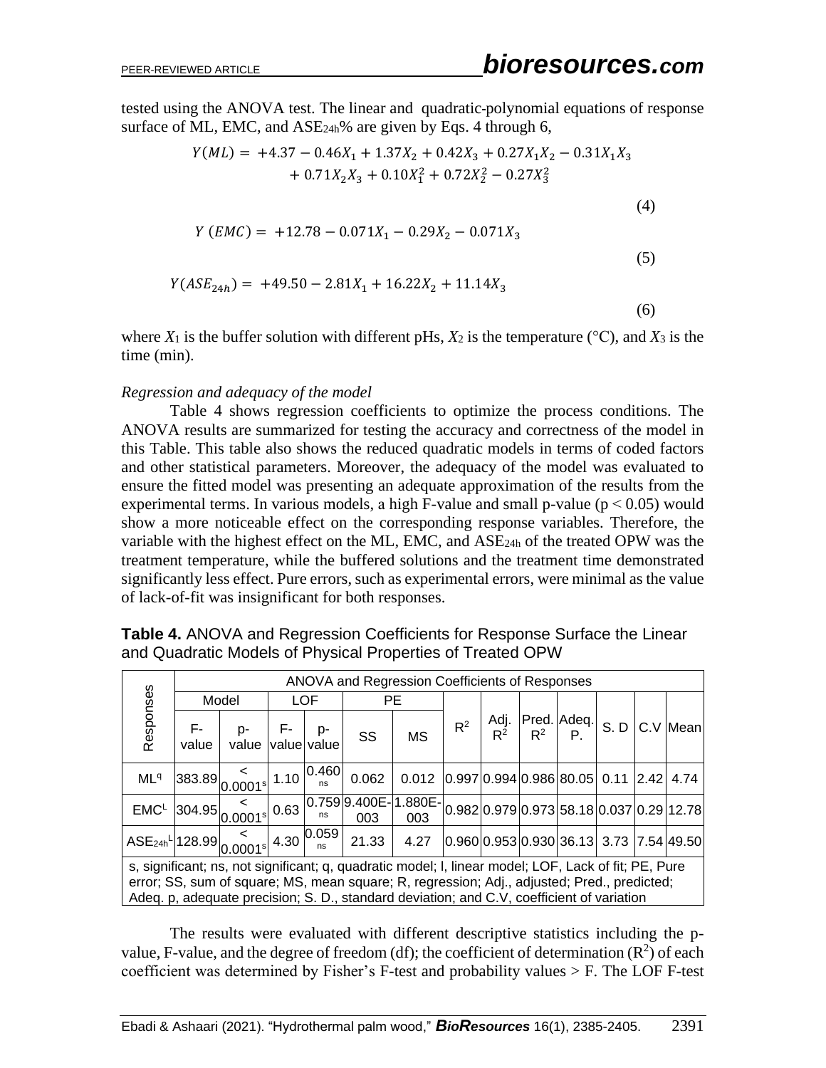tested using the ANOVA test. The linear and quadratic-polynomial equations of response surface of ML, EMC, and $ASE_{24h}$% are given by Eqs. 4 through 6,

$$Y(ML) = +4.37 - 0.46X_1 + 1.37X_2 + 0.42X_3 + 0.27X_1X_2 - 0.31X_1X_3 + 0.71X_2X_3 + 0.10X_1^2 + 0.72X_2^2 - 0.27X_3^2 \quad (4)$$

$$Y\,(EMC) = +12.78 - 0.071X_1 - 0.29X_2 - 0.071X_3 \quad (5)$$

$$Y(ASE_{24h}) = +49.50 - 2.81X_1 + 16.22X_2 + 11.14X_3 \quad (6)$$

where $X_1$ is the buffer solution with different pHs, $X_2$ is the temperature (°C), and $X_3$ is the time (min).

*Regression and adequacy of the model*

Table 4 shows regression coefficients to optimize the process conditions. The ANOVA results are summarized for testing the accuracy and correctness of the model in this Table. This table also shows the reduced quadratic models in terms of coded factors and other statistical parameters. Moreover, the adequacy of the model was evaluated to ensure the fitted model was presenting an adequate approximation of the results from the experimental terms. In various models, a high F-value and small p-value ($p < 0.05$) would show a more noticeable effect on the corresponding response variables. Therefore, the variable with the highest effect on the ML, EMC, and $ASE_{24h}$ of the treated OPW was the treatment temperature, while the buffered solutions and the treatment time demonstrated significantly less effect. Pure errors, such as experimental errors, were minimal as the value of lack-of-fit was insignificant for both responses.

**Table 4.** ANOVA and Regression Coefficients for Response Surface the Linear and Quadratic Models of Physical Properties of Treated OPW

| Responses | ANOVA and Regression Coefficients of Responses | | | | | | | | | | | | |
|---|---|---|---|---|---|---|---|---|---|---|---|---|---|
| | Model | | LOF | | PE | | | | | | | | |
| | F-value | p-value | F-value | p-value | SS | MS | $R^2$ | Adj. $R^2$ | Pred. $R^2$ | Adeq. P. | S. D | C.V | Mean |
| $ML^q$ | 383.89 | < 0.0001[s] | 1.10 | 0.460 [ns] | 0.062 | 0.012 | 0.997 | 0.994 | 0.986 | 80.05 | 0.11 | 2.42 | 4.74 |
| $EMC^L$ | 304.95 | < 0.0001[s] | 0.63 | 0.759 [ns] | 9.400E-003 | 1.880E-003 | 0.982 | 0.979 | 0.973 | 58.18 | 0.037 | 0.29 | 12.78 |
| $ASE_{24h}{}^L$ | 128.99 | < 0.0001[s] | 4.30 | 0.059 [ns] | 21.33 | 4.27 | 0.960 | 0.953 | 0.930 | 36.13 | 3.73 | 7.54 | 49.50 |

s, significant; ns, not significant; q, quadratic model; l, linear model; LOF, Lack of fit; PE, Pure error; SS, sum of square; MS, mean square; R, regression; Adj., adjusted; Pred., predicted; Adeq. p, adequate precision; S. D., standard deviation; and C.V, coefficient of variation

The results were evaluated with different descriptive statistics including the p-value, F-value, and the degree of freedom (df); the coefficient of determination ($R^2$) of each coefficient was determined by Fisher's F-test and probability values > F. The LOF F-test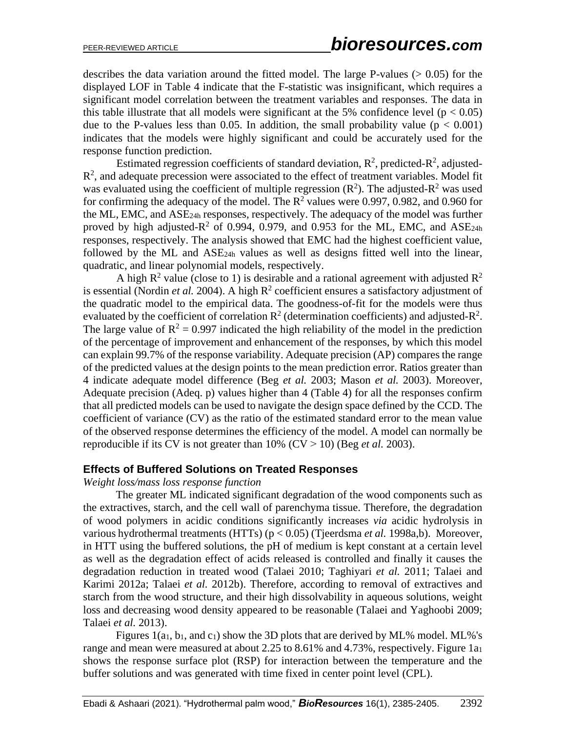describes the data variation around the fitted model. The large P-values (> 0.05) for the displayed LOF in Table 4 indicate that the F-statistic was insignificant, which requires a significant model correlation between the treatment variables and responses. The data in this table illustrate that all models were significant at the 5% confidence level ($p < 0.05$) due to the P-values less than 0.05. In addition, the small probability value ($p < 0.001$) indicates that the models were highly significant and could be accurately used for the response function prediction.

Estimated regression coefficients of standard deviation, $R^2$, predicted-$R^2$, adjusted-$R^2$, and adequate precession were associated to the effect of treatment variables. Model fit was evaluated using the coefficient of multiple regression ($R^2$). The adjusted-$R^2$ was used for confirming the adequacy of the model. The $R^2$ values were 0.997, 0.982, and 0.960 for the ML, EMC, and $ASE_{24h}$ responses, respectively. The adequacy of the model was further proved by high adjusted-$R^2$ of 0.994, 0.979, and 0.953 for the ML, EMC, and $ASE_{24h}$ responses, respectively. The analysis showed that EMC had the highest coefficient value, followed by the ML and $ASE_{24h}$ values as well as designs fitted well into the linear, quadratic, and linear polynomial models, respectively.

A high $R^2$ value (close to 1) is desirable and a rational agreement with adjusted $R^2$ is essential (Nordin *et al.* 2004). A high $R^2$ coefficient ensures a satisfactory adjustment of the quadratic model to the empirical data. The goodness-of-fit for the models were thus evaluated by the coefficient of correlation $R^2$ (determination coefficients) and adjusted-$R^2$. The large value of $R^2 = 0.997$ indicated the high reliability of the model in the prediction of the percentage of improvement and enhancement of the responses, by which this model can explain 99.7% of the response variability. Adequate precision (AP) compares the range of the predicted values at the design points to the mean prediction error. Ratios greater than 4 indicate adequate model difference (Beg *et al.* 2003; Mason *et al.* 2003). Moreover, Adequate precision (Adeq. p) values higher than 4 (Table 4) for all the responses confirm that all predicted models can be used to navigate the design space defined by the CCD. The coefficient of variance (CV) as the ratio of the estimated standard error to the mean value of the observed response determines the efficiency of the model. A model can normally be reproducible if its CV is not greater than 10% (CV > 10) (Beg *et al.* 2003).

## Effects of Buffered Solutions on Treated Responses

*Weight loss/mass loss response function*

The greater ML indicated significant degradation of the wood components such as the extractives, starch, and the cell wall of parenchyma tissue. Therefore, the degradation of wood polymers in acidic conditions significantly increases *via* acidic hydrolysis in various hydrothermal treatments (HTTs) ($p < 0.05$) (Tjeerdsma *et al.* 1998a,b). Moreover, in HTT using the buffered solutions, the pH of medium is kept constant at a certain level as well as the degradation effect of acids released is controlled and finally it causes the degradation reduction in treated wood (Talaei 2010; Taghiyari *et al.* 2011; Talaei and Karimi 2012a; Talaei *et al.* 2012b). Therefore, according to removal of extractives and starch from the wood structure, and their high dissolvability in aqueous solutions, weight loss and decreasing wood density appeared to be reasonable (Talaei and Yaghoobi 2009; Talaei *et al.* 2013).

Figures 1($a_1$, $b_1$, and $c_1$) show the 3D plots that are derived by ML% model. ML%'s range and mean were measured at about 2.25 to 8.61% and 4.73%, respectively. Figure 1$a_1$ shows the response surface plot (RSP) for interaction between the temperature and the buffer solutions and was generated with time fixed in center point level (CPL).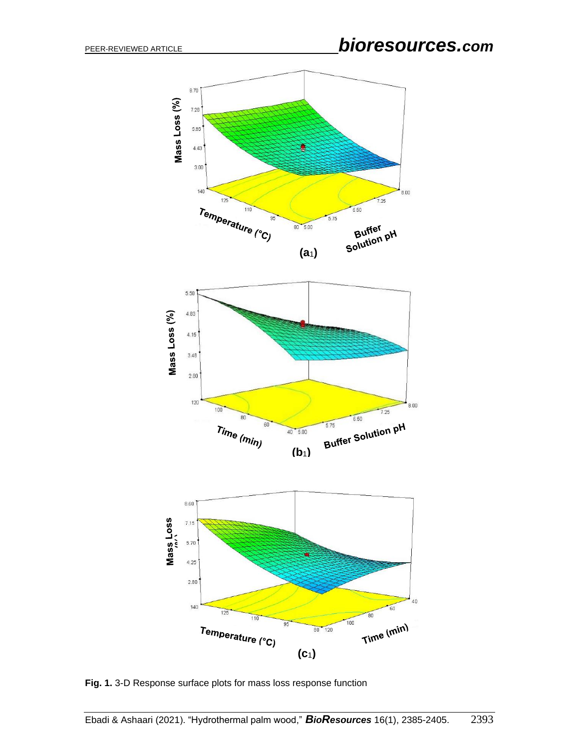**Fig. 1.** 3-D Response surface plots for mass loss response function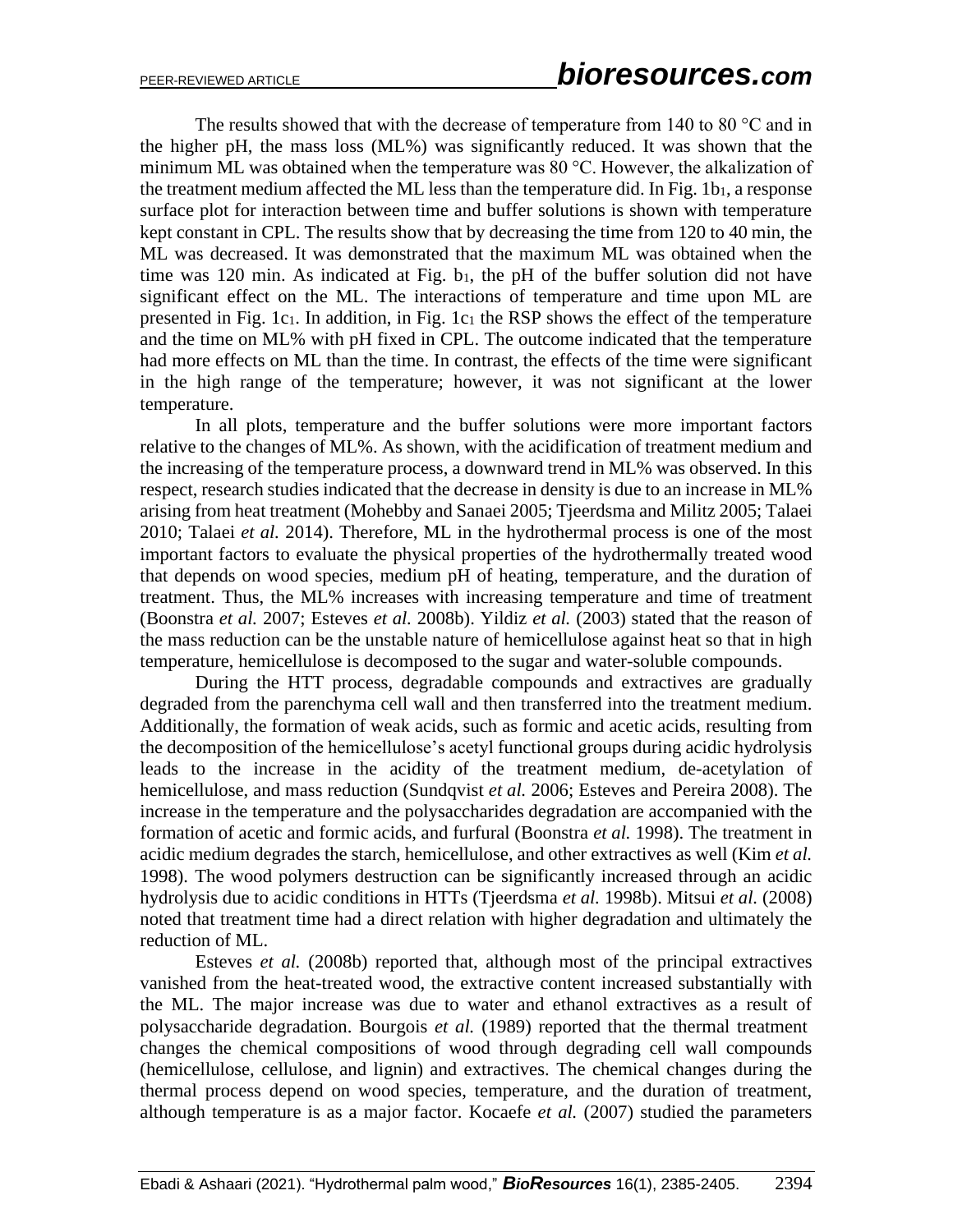The results showed that with the decrease of temperature from 140 to 80 °C and in the higher pH, the mass loss (ML%) was significantly reduced. It was shown that the minimum ML was obtained when the temperature was 80 °C. However, the alkalization of the treatment medium affected the ML less than the temperature did. In Fig. $1b_1$, a response surface plot for interaction between time and buffer solutions is shown with temperature kept constant in CPL. The results show that by decreasing the time from 120 to 40 min, the ML was decreased. It was demonstrated that the maximum ML was obtained when the time was 120 min. As indicated at Fig. $b_1$, the pH of the buffer solution did not have significant effect on the ML. The interactions of temperature and time upon ML are presented in Fig. $1c_1$. In addition, in Fig. $1c_1$ the RSP shows the effect of the temperature and the time on ML% with pH fixed in CPL. The outcome indicated that the temperature had more effects on ML than the time. In contrast, the effects of the time were significant in the high range of the temperature; however, it was not significant at the lower temperature.

In all plots, temperature and the buffer solutions were more important factors relative to the changes of ML%. As shown, with the acidification of treatment medium and the increasing of the temperature process, a downward trend in ML% was observed. In this respect, research studies indicated that the decrease in density is due to an increase in ML% arising from heat treatment (Mohebby and Sanaei 2005; Tjeerdsma and Militz 2005; Talaei 2010; Talaei *et al.* 2014). Therefore, ML in the hydrothermal process is one of the most important factors to evaluate the physical properties of the hydrothermally treated wood that depends on wood species, medium pH of heating, temperature, and the duration of treatment. Thus, the ML% increases with increasing temperature and time of treatment (Boonstra *et al.* 2007; Esteves *et al.* 2008b). Yildiz *et al.* (2003) stated that the reason of the mass reduction can be the unstable nature of hemicellulose against heat so that in high temperature, hemicellulose is decomposed to the sugar and water-soluble compounds.

During the HTT process, degradable compounds and extractives are gradually degraded from the parenchyma cell wall and then transferred into the treatment medium. Additionally, the formation of weak acids, such as formic and acetic acids, resulting from the decomposition of the hemicellulose's acetyl functional groups during acidic hydrolysis leads to the increase in the acidity of the treatment medium, de-acetylation of hemicellulose, and mass reduction (Sundqvist *et al.* 2006; Esteves and Pereira 2008). The increase in the temperature and the polysaccharides degradation are accompanied with the formation of acetic and formic acids, and furfural (Boonstra *et al.* 1998). The treatment in acidic medium degrades the starch, hemicellulose, and other extractives as well (Kim *et al.* 1998). The wood polymers destruction can be significantly increased through an acidic hydrolysis due to acidic conditions in HTTs (Tjeerdsma *et al.* 1998b). Mitsui *et al.* (2008) noted that treatment time had a direct relation with higher degradation and ultimately the reduction of ML.

Esteves *et al.* (2008b) reported that, although most of the principal extractives vanished from the heat-treated wood, the extractive content increased substantially with the ML. The major increase was due to water and ethanol extractives as a result of polysaccharide degradation. Bourgois *et al.* (1989) reported that the thermal treatment changes the chemical compositions of wood through degrading cell wall compounds (hemicellulose, cellulose, and lignin) and extractives. The chemical changes during the thermal process depend on wood species, temperature, and the duration of treatment, although temperature is as a major factor. Kocaefe *et al.* (2007) studied the parameters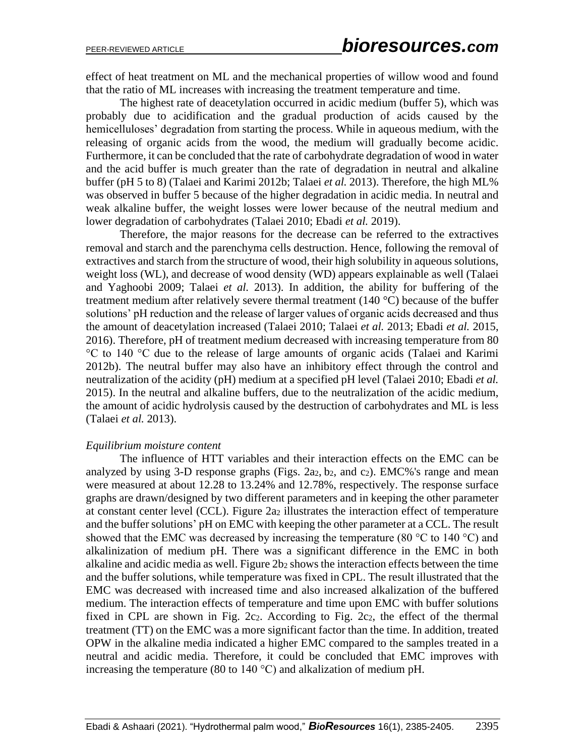effect of heat treatment on ML and the mechanical properties of willow wood and found that the ratio of ML increases with increasing the treatment temperature and time.

The highest rate of deacetylation occurred in acidic medium (buffer 5), which was probably due to acidification and the gradual production of acids caused by the hemicelluloses' degradation from starting the process. While in aqueous medium, with the releasing of organic acids from the wood, the medium will gradually become acidic. Furthermore, it can be concluded that the rate of carbohydrate degradation of wood in water and the acid buffer is much greater than the rate of degradation in neutral and alkaline buffer (pH 5 to 8) (Talaei and Karimi 2012b; Talaei *et al.* 2013). Therefore, the high ML% was observed in buffer 5 because of the higher degradation in acidic media. In neutral and weak alkaline buffer, the weight losses were lower because of the neutral medium and lower degradation of carbohydrates (Talaei 2010; Ebadi *et al.* 2019).

Therefore, the major reasons for the decrease can be referred to the extractives removal and starch and the parenchyma cells destruction. Hence, following the removal of extractives and starch from the structure of wood, their high solubility in aqueous solutions, weight loss (WL), and decrease of wood density (WD) appears explainable as well (Talaei and Yaghoobi 2009; Talaei *et al.* 2013). In addition, the ability for buffering of the treatment medium after relatively severe thermal treatment (140 °C) because of the buffer solutions' pH reduction and the release of larger values of organic acids decreased and thus the amount of deacetylation increased (Talaei 2010; Talaei *et al.* 2013; Ebadi *et al.* 2015, 2016). Therefore, pH of treatment medium decreased with increasing temperature from 80 °C to 140 °C due to the release of large amounts of organic acids (Talaei and Karimi 2012b). The neutral buffer may also have an inhibitory effect through the control and neutralization of the acidity (pH) medium at a specified pH level (Talaei 2010; Ebadi *et al.* 2015). In the neutral and alkaline buffers, due to the neutralization of the acidic medium, the amount of acidic hydrolysis caused by the destruction of carbohydrates and ML is less (Talaei *et al.* 2013).

*Equilibrium moisture content*

The influence of HTT variables and their interaction effects on the EMC can be analyzed by using 3-D response graphs (Figs. $2a_2$, $b_2$, and $c_2$). EMC%'s range and mean were measured at about 12.28 to 13.24% and 12.78%, respectively. The response surface graphs are drawn/designed by two different parameters and in keeping the other parameter at constant center level (CCL). Figure $2a_2$ illustrates the interaction effect of temperature and the buffer solutions' pH on EMC with keeping the other parameter at a CCL. The result showed that the EMC was decreased by increasing the temperature (80 °C to 140 °C) and alkalinization of medium pH. There was a significant difference in the EMC in both alkaline and acidic media as well. Figure $2b_2$ shows the interaction effects between the time and the buffer solutions, while temperature was fixed in CPL. The result illustrated that the EMC was decreased with increased time and also increased alkalization of the buffered medium. The interaction effects of temperature and time upon EMC with buffer solutions fixed in CPL are shown in Fig. $2c_2$. According to Fig. $2c_2$, the effect of the thermal treatment (TT) on the EMC was a more significant factor than the time. In addition, treated OPW in the alkaline media indicated a higher EMC compared to the samples treated in a neutral and acidic media. Therefore, it could be concluded that EMC improves with increasing the temperature (80 to 140 °C) and alkalization of medium pH.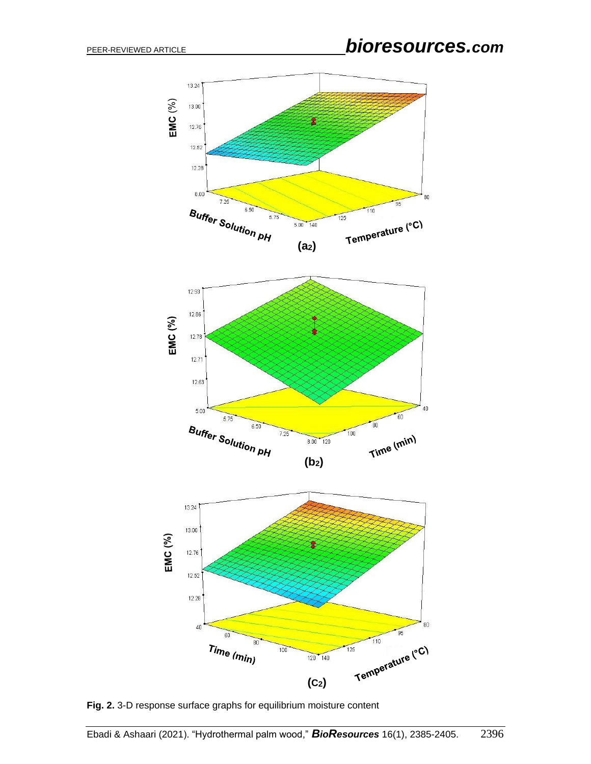**Fig. 2.** 3-D response surface graphs for equilibrium moisture content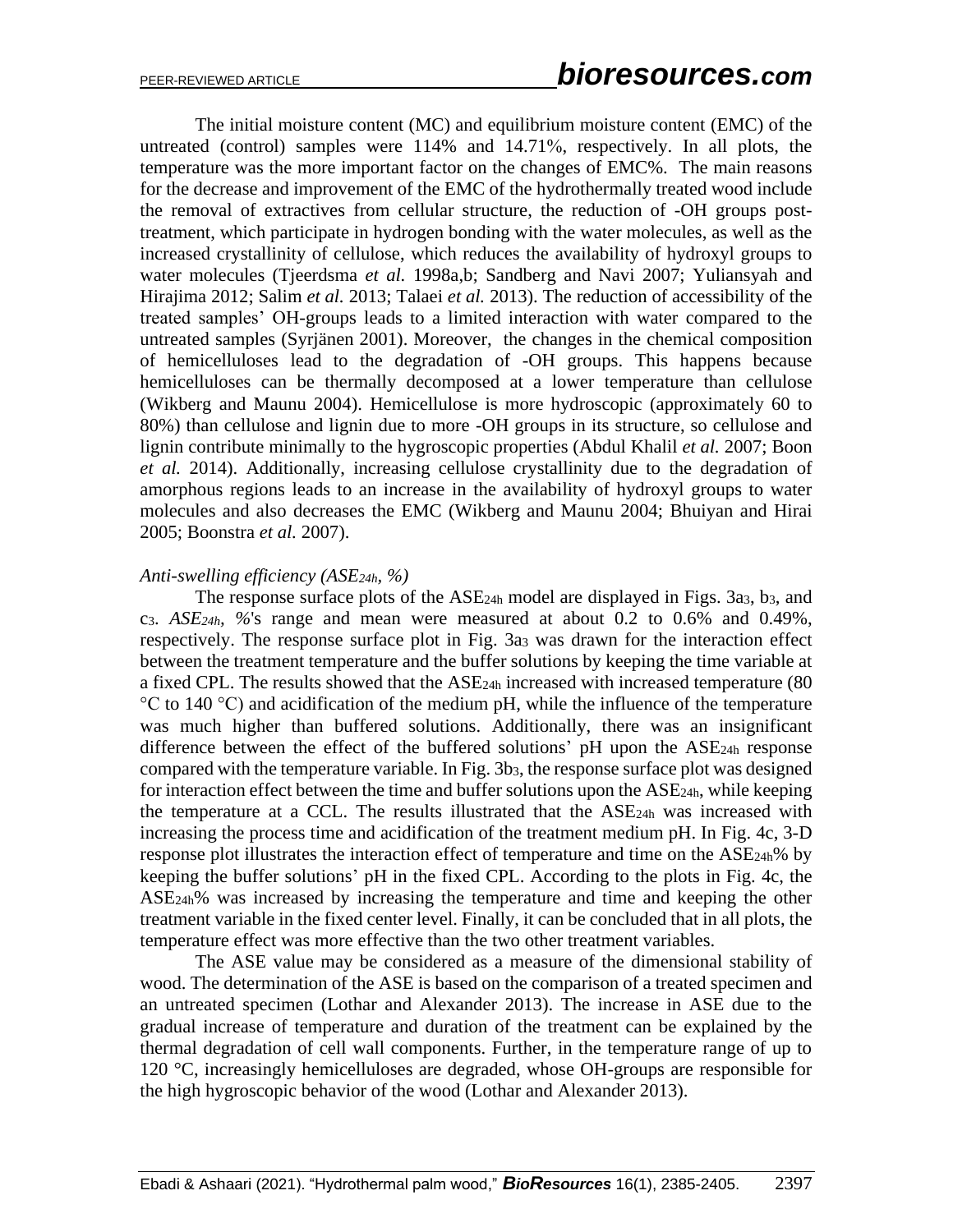The initial moisture content (MC) and equilibrium moisture content (EMC) of the untreated (control) samples were 114% and 14.71%, respectively. In all plots, the temperature was the more important factor on the changes of EMC%. The main reasons for the decrease and improvement of the EMC of the hydrothermally treated wood include the removal of extractives from cellular structure, the reduction of -OH groups post-treatment, which participate in hydrogen bonding with the water molecules, as well as the increased crystallinity of cellulose, which reduces the availability of hydroxyl groups to water molecules (Tjeerdsma *et al.* 1998a,b; Sandberg and Navi 2007; Yuliansyah and Hirajima 2012; Salim *et al.* 2013; Talaei *et al.* 2013). The reduction of accessibility of the treated samples' OH-groups leads to a limited interaction with water compared to the untreated samples (Syrjänen 2001). Moreover, the changes in the chemical composition of hemicelluloses lead to the degradation of -OH groups. This happens because hemicelluloses can be thermally decomposed at a lower temperature than cellulose (Wikberg and Maunu 2004). Hemicellulose is more hydroscopic (approximately 60 to 80%) than cellulose and lignin due to more -OH groups in its structure, so cellulose and lignin contribute minimally to the hygroscopic properties (Abdul Khalil *et al.* 2007; Boon *et al.* 2014). Additionally, increasing cellulose crystallinity due to the degradation of amorphous regions leads to an increase in the availability of hydroxyl groups to water molecules and also decreases the EMC (Wikberg and Maunu 2004; Bhuiyan and Hirai 2005; Boonstra *et al.* 2007).

*Anti-swelling efficiency ($ASE_{24h}$, %)*

The response surface plots of the $ASE_{24h}$ model are displayed in Figs. 3$a_3$, $b_3$, and $c_3$. *$ASE_{24h}$, %*'s range and mean were measured at about 0.2 to 0.6% and 0.49%, respectively. The response surface plot in Fig. 3$a_3$ was drawn for the interaction effect between the treatment temperature and the buffer solutions by keeping the time variable at a fixed CPL. The results showed that the $ASE_{24h}$ increased with increased temperature (80 °C to 140 °C) and acidification of the medium pH, while the influence of the temperature was much higher than buffered solutions. Additionally, there was an insignificant difference between the effect of the buffered solutions' pH upon the $ASE_{24h}$ response compared with the temperature variable. In Fig. 3$b_3$, the response surface plot was designed for interaction effect between the time and buffer solutions upon the $ASE_{24h}$, while keeping the temperature at a CCL. The results illustrated that the $ASE_{24h}$ was increased with increasing the process time and acidification of the treatment medium pH. In Fig. 4c, 3-D response plot illustrates the interaction effect of temperature and time on the $ASE_{24h}$% by keeping the buffer solutions' pH in the fixed CPL. According to the plots in Fig. 4c, the $ASE_{24h}$% was increased by increasing the temperature and time and keeping the other treatment variable in the fixed center level. Finally, it can be concluded that in all plots, the temperature effect was more effective than the two other treatment variables.

The ASE value may be considered as a measure of the dimensional stability of wood. The determination of the ASE is based on the comparison of a treated specimen and an untreated specimen (Lothar and Alexander 2013). The increase in ASE due to the gradual increase of temperature and duration of the treatment can be explained by the thermal degradation of cell wall components. Further, in the temperature range of up to 120 °C, increasingly hemicelluloses are degraded, whose OH-groups are responsible for the high hygroscopic behavior of the wood (Lothar and Alexander 2013).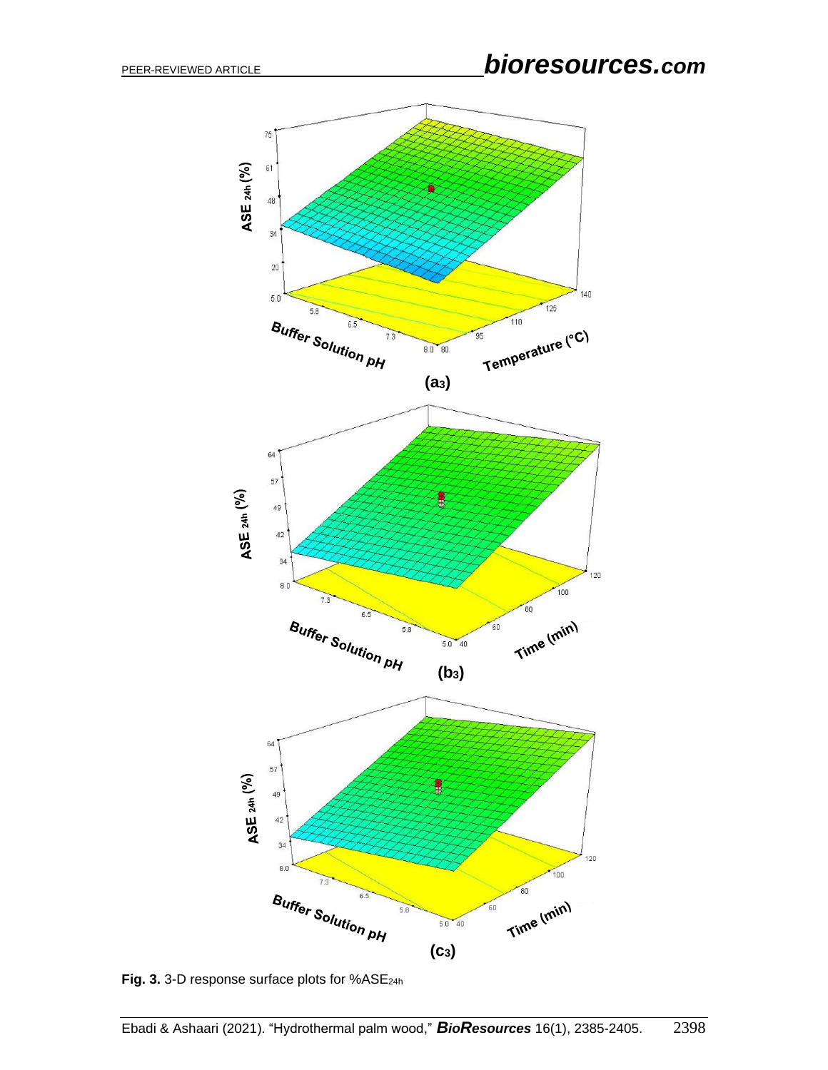**Fig. 3.** 3-D response surface plots for %$ASE_{24h}$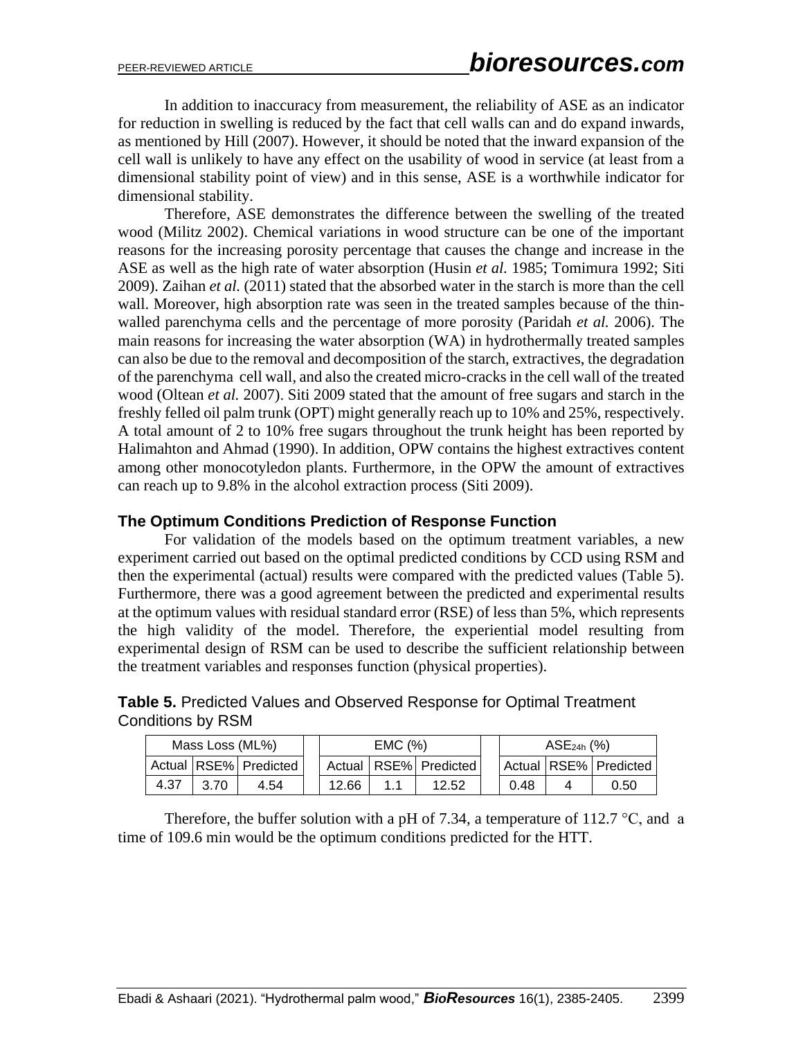In addition to inaccuracy from measurement, the reliability of ASE as an indicator for reduction in swelling is reduced by the fact that cell walls can and do expand inwards, as mentioned by Hill (2007). However, it should be noted that the inward expansion of the cell wall is unlikely to have any effect on the usability of wood in service (at least from a dimensional stability point of view) and in this sense, ASE is a worthwhile indicator for dimensional stability.

Therefore, ASE demonstrates the difference between the swelling of the treated wood (Militz 2002). Chemical variations in wood structure can be one of the important reasons for the increasing porosity percentage that causes the change and increase in the ASE as well as the high rate of water absorption (Husin *et al.* 1985; Tomimura 1992; Siti 2009). Zaihan *et al.* (2011) stated that the absorbed water in the starch is more than the cell wall. Moreover, high absorption rate was seen in the treated samples because of the thin-walled parenchyma cells and the percentage of more porosity (Paridah *et al.* 2006). The main reasons for increasing the water absorption (WA) in hydrothermally treated samples can also be due to the removal and decomposition of the starch, extractives, the degradation of the parenchyma cell wall, and also the created micro-cracks in the cell wall of the treated wood (Oltean *et al.* 2007). Siti 2009 stated that the amount of free sugars and starch in the freshly felled oil palm trunk (OPT) might generally reach up to 10% and 25%, respectively. A total amount of 2 to 10% free sugars throughout the trunk height has been reported by Halimahton and Ahmad (1990). In addition, OPW contains the highest extractives content among other monocotyledon plants. Furthermore, in the OPW the amount of extractives can reach up to 9.8% in the alcohol extraction process (Siti 2009).

### The Optimum Conditions Prediction of Response Function

For validation of the models based on the optimum treatment variables, a new experiment carried out based on the optimal predicted conditions by CCD using RSM and then the experimental (actual) results were compared with the predicted values (Table 5). Furthermore, there was a good agreement between the predicted and experimental results at the optimum values with residual standard error (RSE) of less than 5%, which represents the high validity of the model. Therefore, the experiential model resulting from experimental design of RSM can be used to describe the sufficient relationship between the treatment variables and responses function (physical properties).

**Table 5.** Predicted Values and Observed Response for Optimal Treatment Conditions by RSM

| Mass Loss (ML%) | | | EMC (%) | | | $ASE_{24h}$ (%) | | |
|---|---|---|---|---|---|---|---|---|
| Actual | RSE% | Predicted | Actual | RSE% | Predicted | Actual | RSE% | Predicted |
| 4.37 | 3.70 | 4.54 | 12.66 | 1.1 | 12.52 | 0.48 | 4 | 0.50 |

Therefore, the buffer solution with a pH of 7.34, a temperature of 112.7 °C, and a time of 109.6 min would be the optimum conditions predicted for the HTT.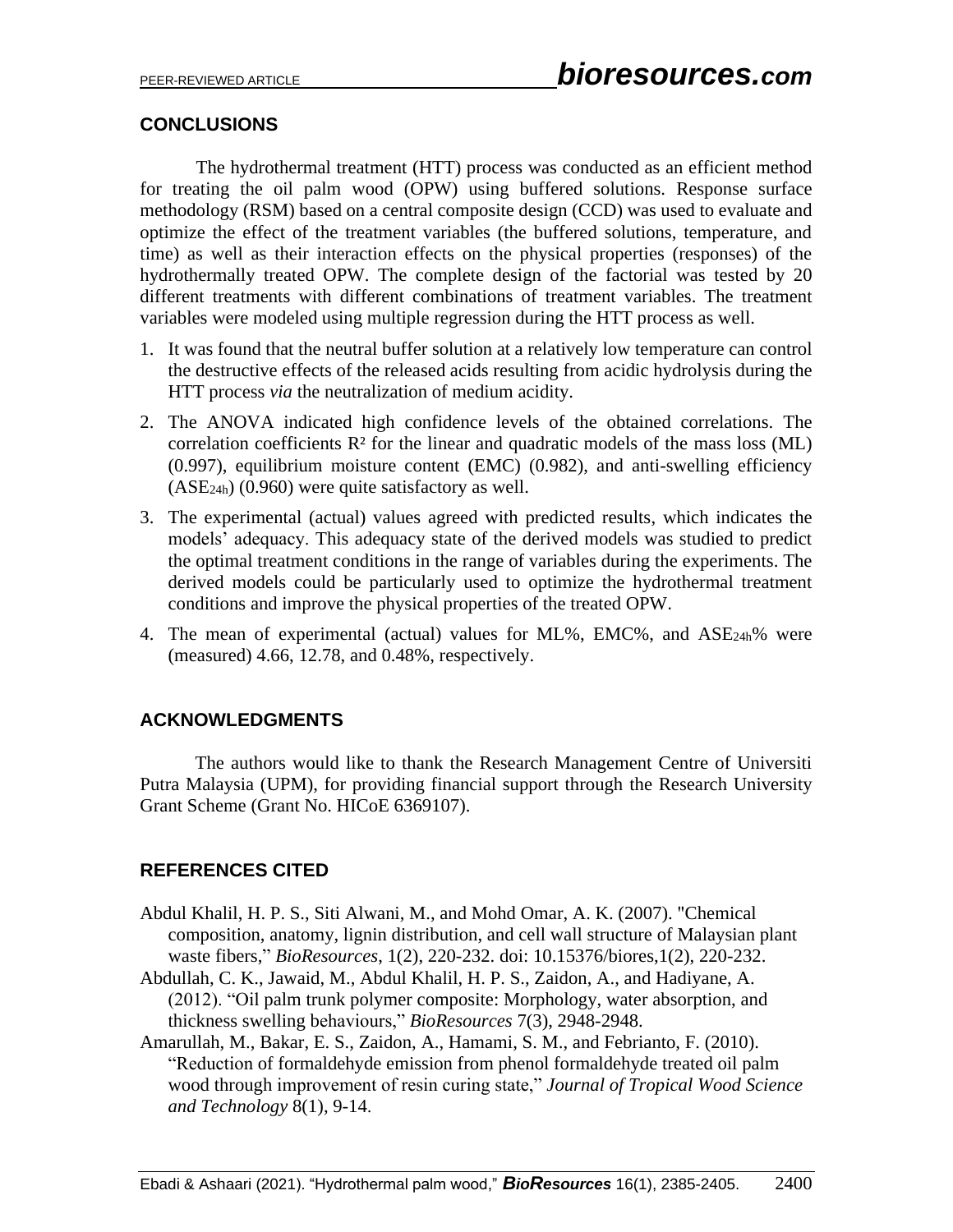## CONCLUSIONS

The hydrothermal treatment (HTT) process was conducted as an efficient method for treating the oil palm wood (OPW) using buffered solutions. Response surface methodology (RSM) based on a central composite design (CCD) was used to evaluate and optimize the effect of the treatment variables (the buffered solutions, temperature, and time) as well as their interaction effects on the physical properties (responses) of the hydrothermally treated OPW. The complete design of the factorial was tested by 20 different treatments with different combinations of treatment variables. The treatment variables were modeled using multiple regression during the HTT process as well.

1. It was found that the neutral buffer solution at a relatively low temperature can control the destructive effects of the released acids resulting from acidic hydrolysis during the HTT process *via* the neutralization of medium acidity.
2. The ANOVA indicated high confidence levels of the obtained correlations. The correlation coefficients $R^2$ for the linear and quadratic models of the mass loss (ML) (0.997), equilibrium moisture content (EMC) (0.982), and anti-swelling efficiency ($ASE_{24h}$) (0.960) were quite satisfactory as well.
3. The experimental (actual) values agreed with predicted results, which indicates the models' adequacy. This adequacy state of the derived models was studied to predict the optimal treatment conditions in the range of variables during the experiments. The derived models could be particularly used to optimize the hydrothermal treatment conditions and improve the physical properties of the treated OPW.
4. The mean of experimental (actual) values for ML%, EMC%, and $ASE_{24h}$% were (measured) 4.66, 12.78, and 0.48%, respectively.

## ACKNOWLEDGMENTS

The authors would like to thank the Research Management Centre of Universiti Putra Malaysia (UPM), for providing financial support through the Research University Grant Scheme (Grant No. HICoE 6369107).

## REFERENCES CITED

Abdul Khalil, H. P. S., Siti Alwani, M., and Mohd Omar, A. K. (2007). "Chemical composition, anatomy, lignin distribution, and cell wall structure of Malaysian plant waste fibers," *BioResources*, 1(2), 220-232. doi: 10.15376/biores,1(2), 220-232.

Abdullah, C. K., Jawaid, M., Abdul Khalil, H. P. S., Zaidon, A., and Hadiyane, A. (2012). "Oil palm trunk polymer composite: Morphology, water absorption, and thickness swelling behaviours," *BioResources* 7(3), 2948-2948.

Amarullah, M., Bakar, E. S., Zaidon, A., Hamami, S. M., and Febrianto, F. (2010). "Reduction of formaldehyde emission from phenol formaldehyde treated oil palm wood through improvement of resin curing state," *Journal of Tropical Wood Science and Technology* 8(1), 9-14.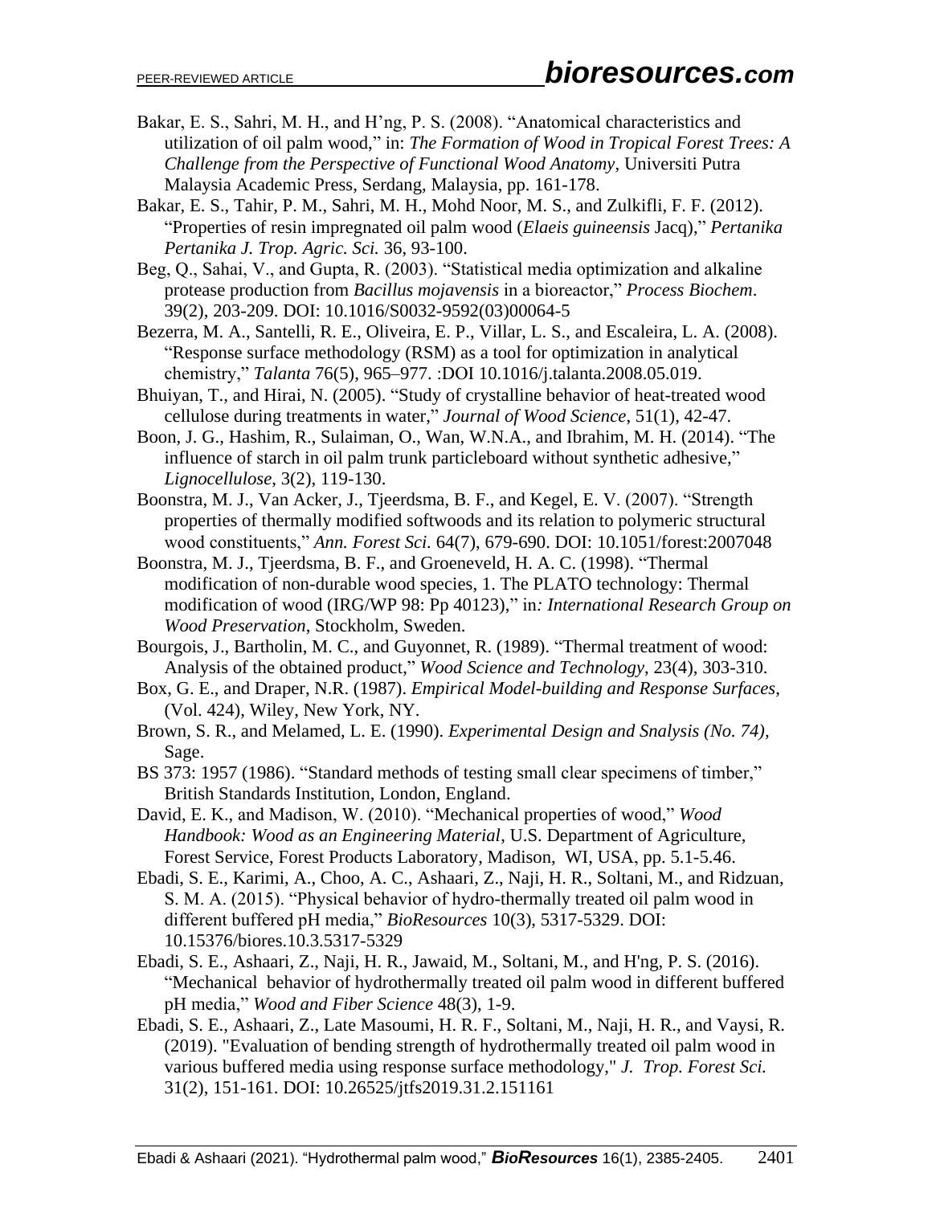Bakar, E. S., Sahri, M. H., and H'ng, P. S. (2008). "Anatomical characteristics and utilization of oil palm wood," in: *The Formation of Wood in Tropical Forest Trees: A Challenge from the Perspective of Functional Wood Anatomy*, Universiti Putra Malaysia Academic Press, Serdang, Malaysia, pp. 161-178.

Bakar, E. S., Tahir, P. M., Sahri, M. H., Mohd Noor, M. S., and Zulkifli, F. F. (2012). "Properties of resin impregnated oil palm wood (*Elaeis guineensis* Jacq)," *Pertanika Pertanika J. Trop. Agric. Sci.* 36, 93-100.

Beg, Q., Sahai, V., and Gupta, R. (2003). "Statistical media optimization and alkaline protease production from *Bacillus mojavensis* in a bioreactor," *Process Biochem*. 39(2), 203-209. DOI: 10.1016/S0032-9592(03)00064-5

Bezerra, M. A., Santelli, R. E., Oliveira, E. P., Villar, L. S., and Escaleira, L. A. (2008). "Response surface methodology (RSM) as a tool for optimization in analytical chemistry," *Talanta* 76(5), 965–977. :DOI 10.1016/j.talanta.2008.05.019.

Bhuiyan, T., and Hirai, N. (2005). "Study of crystalline behavior of heat-treated wood cellulose during treatments in water," *Journal of Wood Science*, 51(1), 42-47.

Boon, J. G., Hashim, R., Sulaiman, O., Wan, W.N.A., and Ibrahim, M. H. (2014). "The influence of starch in oil palm trunk particleboard without synthetic adhesive," *Lignocellulose*, 3(2), 119-130.

Boonstra, M. J., Van Acker, J., Tjeerdsma, B. F., and Kegel, E. V. (2007). "Strength properties of thermally modified softwoods and its relation to polymeric structural wood constituents," *Ann. Forest Sci.* 64(7), 679-690. DOI: 10.1051/forest:2007048

Boonstra, M. J., Tjeerdsma, B. F., and Groeneveld, H. A. C. (1998). "Thermal modification of non-durable wood species, 1. The PLATO technology: Thermal modification of wood (IRG/WP 98: Pp 40123)," in*: International Research Group on Wood Preservation*, Stockholm, Sweden.

Bourgois, J., Bartholin, M. C., and Guyonnet, R. (1989). "Thermal treatment of wood: Analysis of the obtained product," *Wood Science and Technology*, 23(4), 303-310.

Box, G. E., and Draper, N.R. (1987). *Empirical Model-building and Response Surfaces*, (Vol. 424), Wiley, New York, NY.

Brown, S. R., and Melamed, L. E. (1990). *Experimental Design and Snalysis (No. 74),* Sage.

BS 373: 1957 (1986). "Standard methods of testing small clear specimens of timber," British Standards Institution, London, England.

David, E. K., and Madison, W. (2010). "Mechanical properties of wood," *Wood Handbook: Wood as an Engineering Material*, U.S. Department of Agriculture, Forest Service, Forest Products Laboratory, Madison, WI, USA, pp. 5.1-5.46.

Ebadi, S. E., Karimi, A., Choo, A. C., Ashaari, Z., Naji, H. R., Soltani, M., and Ridzuan, S. M. A. (2015). "Physical behavior of hydro-thermally treated oil palm wood in different buffered pH media," *BioResources* 10(3), 5317-5329. DOI: 10.15376/biores.10.3.5317-5329

Ebadi, S. E., Ashaari, Z., Naji, H. R., Jawaid, M., Soltani, M., and H'ng, P. S. (2016). "Mechanical behavior of hydrothermally treated oil palm wood in different buffered pH media," *Wood and Fiber Science* 48(3), 1-9.

Ebadi, S. E., Ashaari, Z., Late Masoumi, H. R. F., Soltani, M., Naji, H. R., and Vaysi, R. (2019). "Evaluation of bending strength of hydrothermally treated oil palm wood in various buffered media using response surface methodology," *J. Trop. Forest Sci.* 31(2), 151-161. DOI: 10.26525/jtfs2019.31.2.151161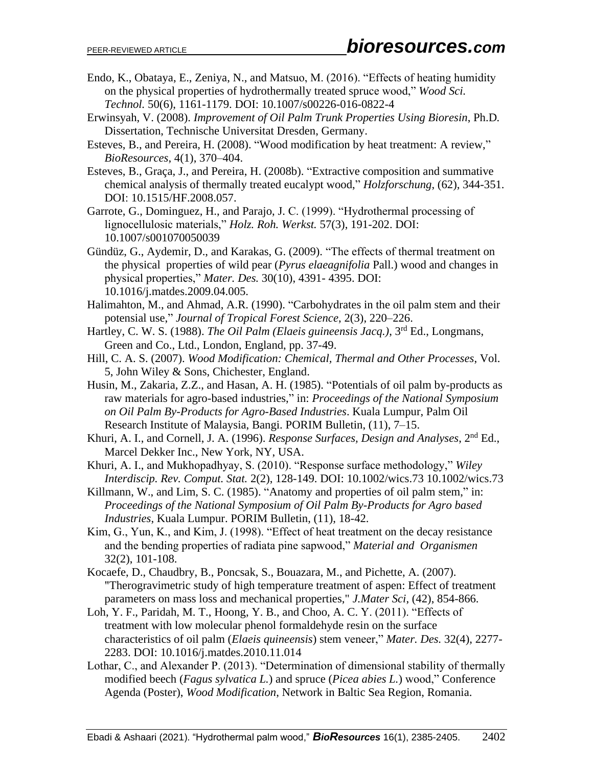Endo, K., Obataya, E., Zeniya, N., and Matsuo, M. (2016). "Effects of heating humidity on the physical properties of hydrothermally treated spruce wood," *Wood Sci. Technol.* 50(6), 1161-1179. DOI: 10.1007/s00226-016-0822-4

Erwinsyah, V. (2008). *Improvement of Oil Palm Trunk Properties Using Bioresin*, Ph.D. Dissertation, Technische Universitat Dresden, Germany.

Esteves, B., and Pereira, H. (2008). "Wood modification by heat treatment: A review," *BioResources*, 4(1), 370–404.

Esteves, B., Graça, J., and Pereira, H. (2008b). "Extractive composition and summative chemical analysis of thermally treated eucalypt wood," *Holzforschung*, (62), 344-351. DOI: 10.1515/HF.2008.057.

Garrote, G., Dominguez, H., and Parajo, J. C. (1999). "Hydrothermal processing of lignocellulosic materials," *Holz. Roh. Werkst.* 57(3), 191-202. DOI: 10.1007/s001070050039

Gündüz, G., Aydemir, D., and Karakas, G. (2009). "The effects of thermal treatment on the physical properties of wild pear (*Pyrus elaeagnifolia* Pall.) wood and changes in physical properties," *Mater. Des.* 30(10), 4391- 4395. DOI: 10.1016/j.matdes.2009.04.005.

Halimahton, M., and Ahmad, A.R. (1990). "Carbohydrates in the oil palm stem and their potensial use," *Journal of Tropical Forest Science*, 2(3), 220–226.

Hartley, C. W. S. (1988). *The Oil Palm (Elaeis guineensis Jacq.)*, 3rd Ed., Longmans, Green and Co., Ltd., London, England, pp. 37-49.

Hill, C. A. S. (2007). *Wood Modification: Chemical, Thermal and Other Processes*, Vol. 5, John Wiley & Sons, Chichester, England.

Husin, M., Zakaria, Z.Z., and Hasan, A. H. (1985). "Potentials of oil palm by-products as raw materials for agro-based industries," in: *Proceedings of the National Symposium on Oil Palm By-Products for Agro-Based Industries*. Kuala Lumpur, Palm Oil Research Institute of Malaysia, Bangi. PORIM Bulletin, (11), 7–15.

Khuri, A. I., and Cornell, J. A. (1996). *Response Surfaces, Design and Analyses*, 2nd Ed., Marcel Dekker Inc., New York, NY, USA.

Khuri, A. I., and Mukhopadhyay, S. (2010). "Response surface methodology," *Wiley Interdiscip. Rev. Comput. Stat.* 2(2), 128-149. DOI: 10.1002/wics.73 10.1002/wics.73

Killmann, W., and Lim, S. C. (1985). "Anatomy and properties of oil palm stem," in: *Proceedings of the National Symposium of Oil Palm By-Products for Agro based Industries*, Kuala Lumpur. PORIM Bulletin, (11), 18-42.

Kim, G., Yun, K., and Kim, J. (1998). "Effect of heat treatment on the decay resistance and the bending properties of radiata pine sapwood," *Material and Organismen* 32(2), 101-108.

Kocaefe, D., Chaudbry, B., Poncsak, S., Bouazara, M., and Pichette, A. (2007). "Therogravimetric study of high temperature treatment of aspen: Effect of treatment parameters on mass loss and mechanical properties," *J.Mater Sci*, (42), 854-866.

Loh, Y. F., Paridah, M. T., Hoong, Y. B., and Choo, A. C. Y. (2011). "Effects of treatment with low molecular phenol formaldehyde resin on the surface characteristics of oil palm (*Elaeis quineensis*) stem veneer," *Mater. Des.* 32(4), 2277-2283. DOI: 10.1016/j.matdes.2010.11.014

Lothar, C., and Alexander P. (2013). "Determination of dimensional stability of thermally modified beech (*Fagus sylvatica L.*) and spruce (*Picea abies L.*) wood," Conference Agenda (Poster), *Wood Modification*, Network in Baltic Sea Region, Romania.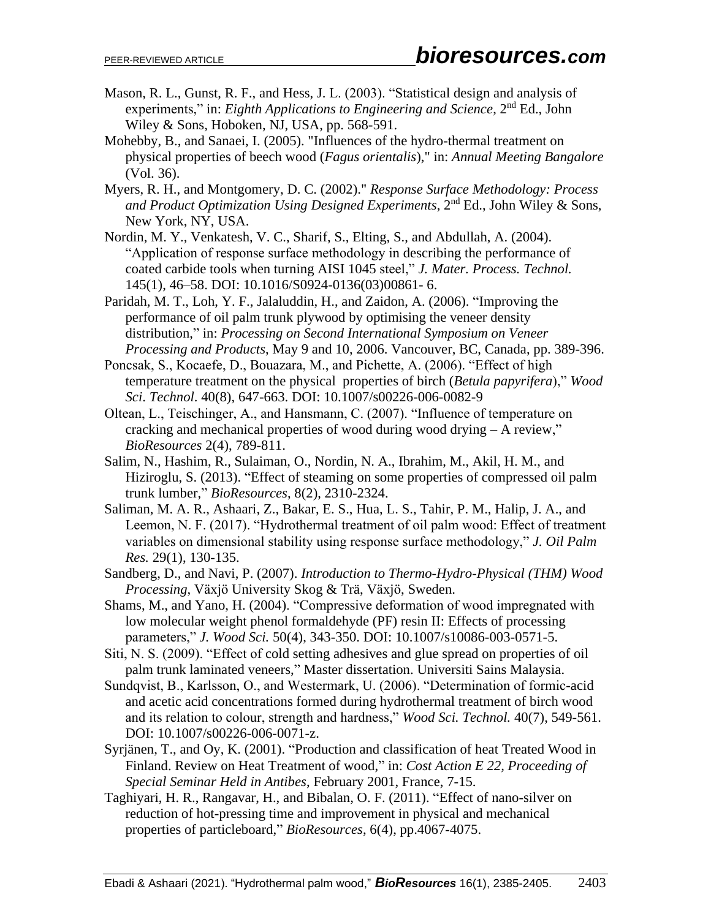Mason, R. L., Gunst, R. F., and Hess, J. L. (2003). "Statistical design and analysis of experiments," in: *Eighth Applications to Engineering and Science*, 2nd Ed., John Wiley & Sons, Hoboken, NJ, USA, pp. 568-591.

Mohebby, B., and Sanaei, I. (2005). "Influences of the hydro-thermal treatment on physical properties of beech wood (*Fagus orientalis*)," in: *Annual Meeting Bangalore* (Vol. 36).

Myers, R. H., and Montgomery, D. C. (2002)." *Response Surface Methodology: Process and Product Optimization Using Designed Experiments*, 2nd Ed., John Wiley & Sons, New York, NY, USA.

Nordin, M. Y., Venkatesh, V. C., Sharif, S., Elting, S., and Abdullah, A. (2004). "Application of response surface methodology in describing the performance of coated carbide tools when turning AISI 1045 steel," *J. Mater. Process. Technol.* 145(1), 46–58. DOI: 10.1016/S0924-0136(03)00861- 6.

Paridah, M. T., Loh, Y. F., Jalaluddin, H., and Zaidon, A. (2006). "Improving the performance of oil palm trunk plywood by optimising the veneer density distribution," in: *Processing on Second International Symposium on Veneer Processing and Products*, May 9 and 10, 2006. Vancouver, BC, Canada, pp. 389-396.

Poncsak, S., Kocaefe, D., Bouazara, M., and Pichette, A. (2006). "Effect of high temperature treatment on the physical properties of birch (*Betula papyrifera*)," *Wood Sci. Technol*. 40(8), 647-663. DOI: 10.1007/s00226-006-0082-9

Oltean, L., Teischinger, A., and Hansmann, C. (2007). "Influence of temperature on cracking and mechanical properties of wood during wood drying – A review," *BioResources* 2(4), 789-811.

Salim, N., Hashim, R., Sulaiman, O., Nordin, N. A., Ibrahim, M., Akil, H. M., and Hiziroglu, S. (2013). "Effect of steaming on some properties of compressed oil palm trunk lumber," *BioResources*, 8(2), 2310-2324.

Saliman, M. A. R., Ashaari, Z., Bakar, E. S., Hua, L. S., Tahir, P. M., Halip, J. A., and Leemon, N. F. (2017). "Hydrothermal treatment of oil palm wood: Effect of treatment variables on dimensional stability using response surface methodology," *J. Oil Palm Res.* 29(1), 130-135.

Sandberg, D., and Navi, P. (2007). *Introduction to Thermo-Hydro-Physical (THM) Wood Processing*, Växjö University Skog & Trä, Växjö, Sweden.

Shams, M., and Yano, H. (2004). "Compressive deformation of wood impregnated with low molecular weight phenol formaldehyde (PF) resin II: Effects of processing parameters," *J. Wood Sci.* 50(4), 343-350. DOI: 10.1007/s10086-003-0571-5.

Siti, N. S. (2009). "Effect of cold setting adhesives and glue spread on properties of oil palm trunk laminated veneers," Master dissertation. Universiti Sains Malaysia.

Sundqvist, B., Karlsson, O., and Westermark, U. (2006). "Determination of formic-acid and acetic acid concentrations formed during hydrothermal treatment of birch wood and its relation to colour, strength and hardness," *Wood Sci. Technol.* 40(7), 549-561. DOI: 10.1007/s00226-006-0071-z.

Syrjänen, T., and Oy, K. (2001). "Production and classification of heat Treated Wood in Finland. Review on Heat Treatment of wood," in: *Cost Action E 22, Proceeding of Special Seminar Held in Antibes*, February 2001, France, 7-15.

Taghiyari, H. R., Rangavar, H., and Bibalan, O. F. (2011). "Effect of nano-silver on reduction of hot-pressing time and improvement in physical and mechanical properties of particleboard," *BioResources*, 6(4), pp.4067-4075.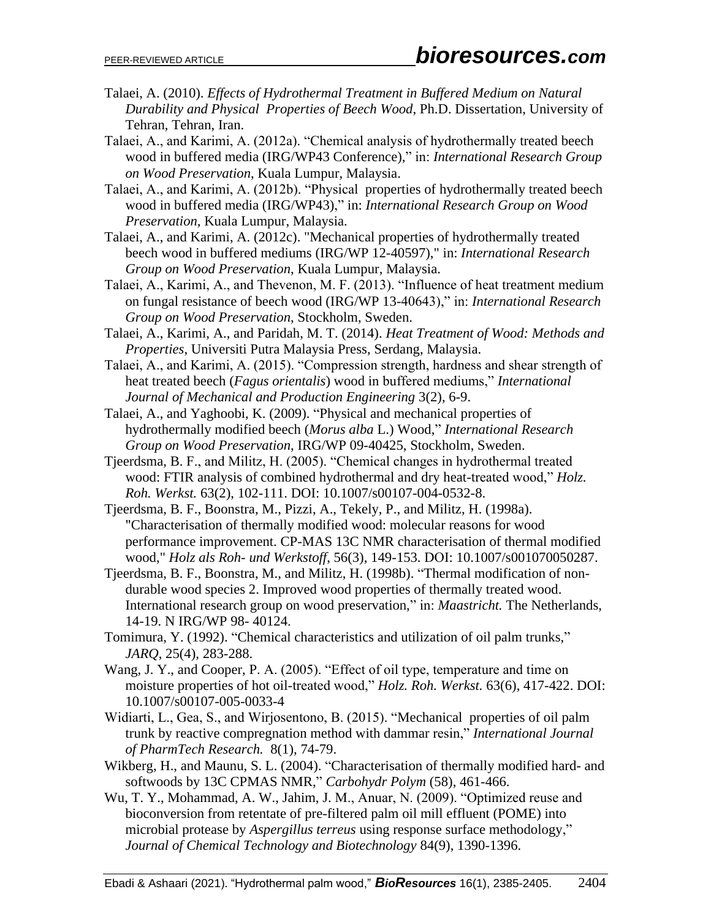Talaei, A. (2010). *Effects of Hydrothermal Treatment in Buffered Medium on Natural Durability and Physical Properties of Beech Wood*, Ph.D. Dissertation, University of Tehran, Tehran, Iran.

Talaei, A., and Karimi, A. (2012a). "Chemical analysis of hydrothermally treated beech wood in buffered media (IRG/WP43 Conference)," in: *International Research Group on Wood Preservation*, Kuala Lumpur, Malaysia.

Talaei, A., and Karimi, A. (2012b). "Physical properties of hydrothermally treated beech wood in buffered media (IRG/WP43)," in: *International Research Group on Wood Preservation*, Kuala Lumpur, Malaysia.

Talaei, A., and Karimi, A. (2012c). "Mechanical properties of hydrothermally treated beech wood in buffered mediums (IRG/WP 12-40597)," in: *International Research Group on Wood Preservation*, Kuala Lumpur, Malaysia.

Talaei, A., Karimi, A., and Thevenon, M. F. (2013). "Influence of heat treatment medium on fungal resistance of beech wood (IRG/WP 13-40643)," in: *International Research Group on Wood Preservation*, Stockholm, Sweden.

Talaei, A., Karimi, A., and Paridah, M. T. (2014). *Heat Treatment of Wood: Methods and Properties*, Universiti Putra Malaysia Press, Serdang, Malaysia.

Talaei, A., and Karimi, A. (2015). "Compression strength, hardness and shear strength of heat treated beech (*Fagus orientalis*) wood in buffered mediums," *International Journal of Mechanical and Production Engineering* 3(2), 6-9.

Talaei, A., and Yaghoobi, K. (2009). "Physical and mechanical properties of hydrothermally modified beech (*Morus alba* L.) Wood," *International Research Group on Wood Preservation*, IRG/WP 09-40425, Stockholm, Sweden.

Tjeerdsma, B. F., and Militz, H. (2005). "Chemical changes in hydrothermal treated wood: FTIR analysis of combined hydrothermal and dry heat-treated wood," *Holz. Roh. Werkst.* 63(2), 102-111. DOI: 10.1007/s00107-004-0532-8.

Tjeerdsma, B. F., Boonstra, M., Pizzi, A., Tekely, P., and Militz, H. (1998a). "Characterisation of thermally modified wood: molecular reasons for wood performance improvement. CP-MAS 13C NMR characterisation of thermal modified wood," *Holz als Roh- und Werkstoff*, 56(3), 149-153. DOI: 10.1007/s001070050287.

Tjeerdsma, B. F., Boonstra, M., and Militz, H. (1998b). "Thermal modification of non-durable wood species 2. Improved wood properties of thermally treated wood. International research group on wood preservation," in: *Maastricht.* The Netherlands, 14-19. N IRG/WP 98- 40124.

Tomimura, Y. (1992). "Chemical characteristics and utilization of oil palm trunks," *JARQ*, 25(4), 283-288.

Wang, J. Y., and Cooper, P. A. (2005). "Effect of oil type, temperature and time on moisture properties of hot oil-treated wood," *Holz. Roh. Werkst.* 63(6), 417-422. DOI: 10.1007/s00107-005-0033-4

Widiarti, L., Gea, S., and Wirjosentono, B. (2015). "Mechanical properties of oil palm trunk by reactive compregnation method with dammar resin," *International Journal of PharmTech Research.* 8(1), 74-79.

Wikberg, H., and Maunu, S. L. (2004). "Characterisation of thermally modified hard- and softwoods by 13C CPMAS NMR," *Carbohydr Polym* (58), 461-466.

Wu, T. Y., Mohammad, A. W., Jahim, J. M., Anuar, N. (2009). "Optimized reuse and bioconversion from retentate of pre-filtered palm oil mill effluent (POME) into microbial protease by *Aspergillus terreus* using response surface methodology," *Journal of Chemical Technology and Biotechnology* 84(9), 1390-1396.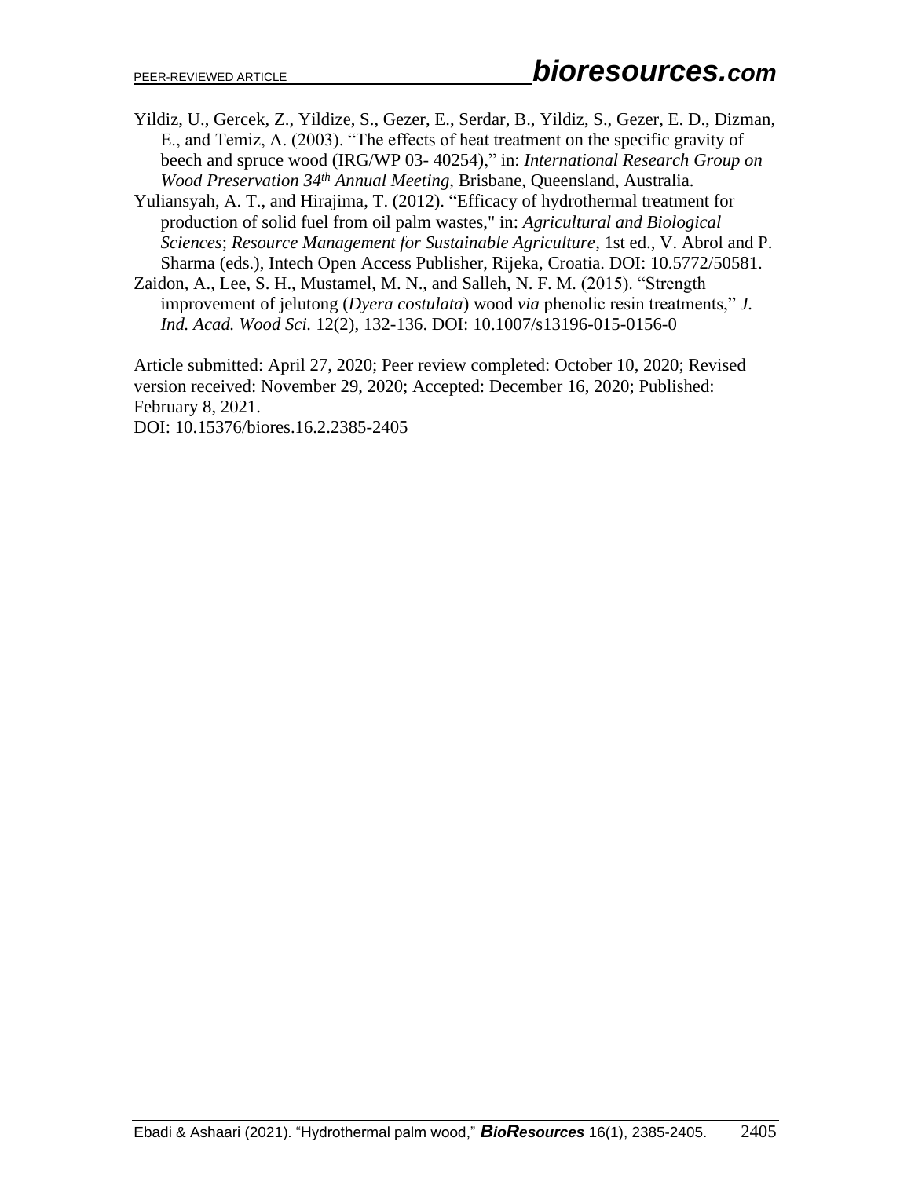Yildiz, U., Gercek, Z., Yildize, S., Gezer, E., Serdar, B., Yildiz, S., Gezer, E. D., Dizman, E., and Temiz, A. (2003). "The effects of heat treatment on the specific gravity of beech and spruce wood (IRG/WP 03- 40254)," in: *International Research Group on Wood Preservation 34th Annual Meeting*, Brisbane, Queensland, Australia.

Yuliansyah, A. T., and Hirajima, T. (2012). "Efficacy of hydrothermal treatment for production of solid fuel from oil palm wastes," in: *Agricultural and Biological Sciences*; *Resource Management for Sustainable Agriculture*, 1st ed., V. Abrol and P. Sharma (eds.), Intech Open Access Publisher, Rijeka, Croatia. DOI: 10.5772/50581.

Zaidon, A., Lee, S. H., Mustamel, M. N., and Salleh, N. F. M. (2015). "Strength improvement of jelutong (*Dyera costulata*) wood *via* phenolic resin treatments," *J. Ind. Acad. Wood Sci.* 12(2), 132-136. DOI: 10.1007/s13196-015-0156-0

Article submitted: April 27, 2020; Peer review completed: October 10, 2020; Revised version received: November 29, 2020; Accepted: December 16, 2020; Published: February 8, 2021.

DOI: 10.15376/biores.16.2.2385-2405